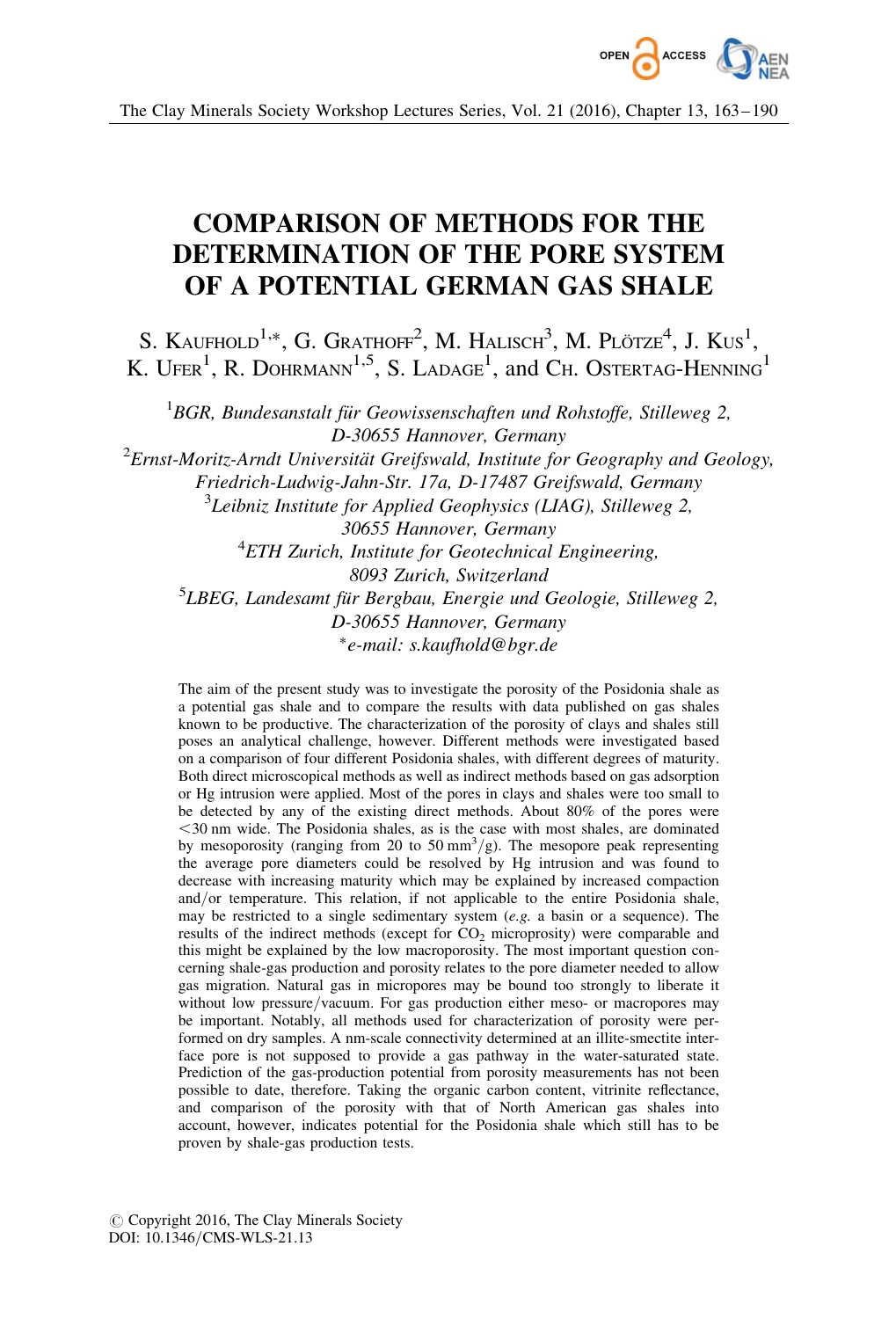# COMPARISON OF METHODS FOR THE DETERMINATION OF THE PORE SYSTEM OF A POTENTIAL GERMAN GAS SHALE

S. KAUFHOLD[1,*], G. GRATHOFF[2], M. HALISCH[3], M. PLÖTZE[4], J. KUS[1], K. UFER[1], R. DOHRMANN[1,5], S. LADAGE[1], and CH. OSTERTAG-HENNING[1]

[1]*BGR, Bundesanstalt für Geowissenschaften und Rohstoffe, Stilleweg 2, D-30655 Hannover, Germany*

[2]*Ernst-Moritz-Arndt Universität Greifswald, Institute for Geography and Geology, Friedrich-Ludwig-Jahn-Str. 17a, D-17487 Greifswald, Germany*

[3]*Leibniz Institute for Applied Geophysics (LIAG), Stilleweg 2, 30655 Hannover, Germany*

[4]*ETH Zurich, Institute for Geotechnical Engineering, 8093 Zurich, Switzerland*

[5]*LBEG, Landesamt für Bergbau, Energie und Geologie, Stilleweg 2, D-30655 Hannover, Germany*

[*]*e-mail: s.kaufhold@bgr.de*

The aim of the present study was to investigate the porosity of the Posidonia shale as a potential gas shale and to compare the results with data published on gas shales known to be productive. The characterization of the porosity of clays and shales still poses an analytical challenge, however. Different methods were investigated based on a comparison of four different Posidonia shales, with different degrees of maturity. Both direct microscopical methods as well as indirect methods based on gas adsorption or Hg intrusion were applied. Most of the pores in clays and shales were too small to be detected by any of the existing direct methods. About 80% of the pores were <30 nm wide. The Posidonia shales, as is the case with most shales, are dominated by mesoporosity (ranging from 20 to 50 $mm^3/g$). The mesopore peak representing the average pore diameters could be resolved by Hg intrusion and was found to decrease with increasing maturity which may be explained by increased compaction and/or temperature. This relation, if not applicable to the entire Posidonia shale, may be restricted to a single sedimentary system (*e.g.* a basin or a sequence). The results of the indirect methods (except for $CO_2$ microprosity) were comparable and this might be explained by the low macroporosity. The most important question concerning shale-gas production and porosity relates to the pore diameter needed to allow gas migration. Natural gas in micropores may be bound too strongly to liberate it without low pressure/vacuum. For gas production either meso- or macropores may be important. Notably, all methods used for characterization of porosity were performed on dry samples. A nm-scale connectivity determined at an illite-smectite interface pore is not supposed to provide a gas pathway in the water-saturated state. Prediction of the gas-production potential from porosity measurements has not been possible to date, therefore. Taking the organic carbon content, vitrinite reflectance, and comparison of the porosity with that of North American gas shales into account, however, indicates potential for the Posidonia shale which still has to be proven by shale-gas production tests.

© Copyright 2016, The Clay Minerals Society
DOI: 10.1346/CMS-WLS-21.13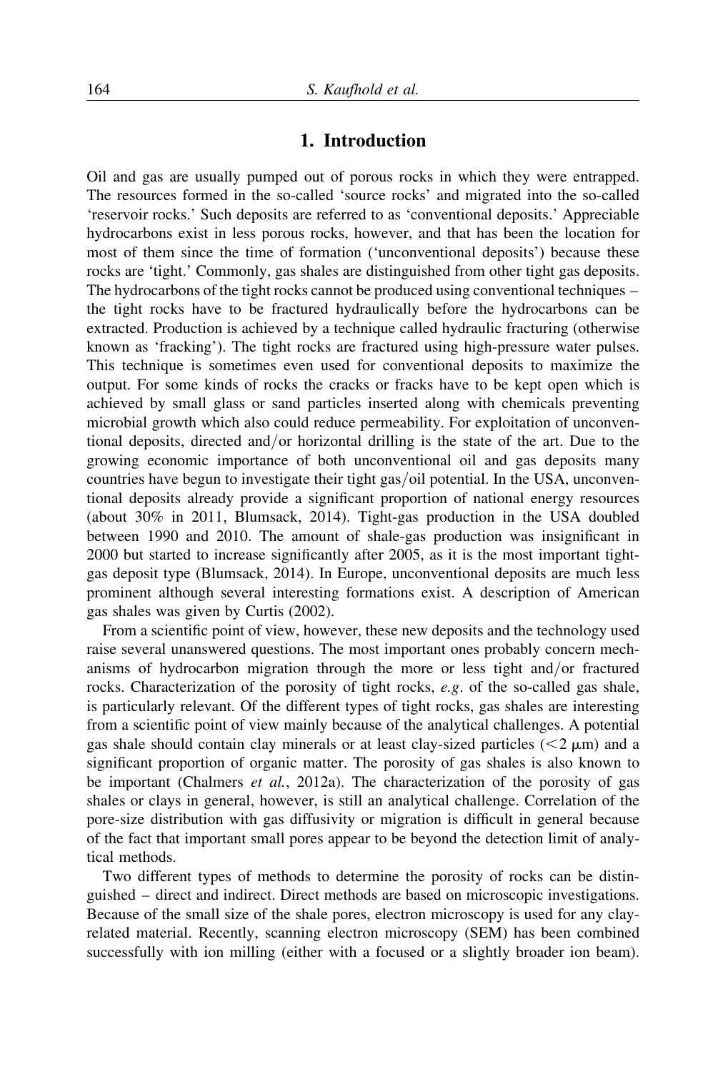## 1. Introduction

Oil and gas are usually pumped out of porous rocks in which they were entrapped. The resources formed in the so-called 'source rocks' and migrated into the so-called 'reservoir rocks.' Such deposits are referred to as 'conventional deposits.' Appreciable hydrocarbons exist in less porous rocks, however, and that has been the location for most of them since the time of formation ('unconventional deposits') because these rocks are 'tight.' Commonly, gas shales are distinguished from other tight gas deposits. The hydrocarbons of the tight rocks cannot be produced using conventional techniques – the tight rocks have to be fractured hydraulically before the hydrocarbons can be extracted. Production is achieved by a technique called hydraulic fracturing (otherwise known as 'fracking'). The tight rocks are fractured using high-pressure water pulses. This technique is sometimes even used for conventional deposits to maximize the output. For some kinds of rocks the cracks or fracks have to be kept open which is achieved by small glass or sand particles inserted along with chemicals preventing microbial growth which also could reduce permeability. For exploitation of unconventional deposits, directed and/or horizontal drilling is the state of the art. Due to the growing economic importance of both unconventional oil and gas deposits many countries have begun to investigate their tight gas/oil potential. In the USA, unconventional deposits already provide a significant proportion of national energy resources (about 30% in 2011, Blumsack, 2014). Tight-gas production in the USA doubled between 1990 and 2010. The amount of shale-gas production was insignificant in 2000 but started to increase significantly after 2005, as it is the most important tight-gas deposit type (Blumsack, 2014). In Europe, unconventional deposits are much less prominent although several interesting formations exist. A description of American gas shales was given by Curtis (2002).

From a scientific point of view, however, these new deposits and the technology used raise several unanswered questions. The most important ones probably concern mechanisms of hydrocarbon migration through the more or less tight and/or fractured rocks. Characterization of the porosity of tight rocks, *e.g.* of the so-called gas shale, is particularly relevant. Of the different types of tight rocks, gas shales are interesting from a scientific point of view mainly because of the analytical challenges. A potential gas shale should contain clay minerals or at least clay-sized particles ($<2\ \mu m$) and a significant proportion of organic matter. The porosity of gas shales is also known to be important (Chalmers *et al.*, 2012a). The characterization of the porosity of gas shales or clays in general, however, is still an analytical challenge. Correlation of the pore-size distribution with gas diffusivity or migration is difficult in general because of the fact that important small pores appear to be beyond the detection limit of analytical methods.

Two different types of methods to determine the porosity of rocks can be distinguished – direct and indirect. Direct methods are based on microscopic investigations. Because of the small size of the shale pores, electron microscopy is used for any clay-related material. Recently, scanning electron microscopy (SEM) has been combined successfully with ion milling (either with a focused or a slightly broader ion beam).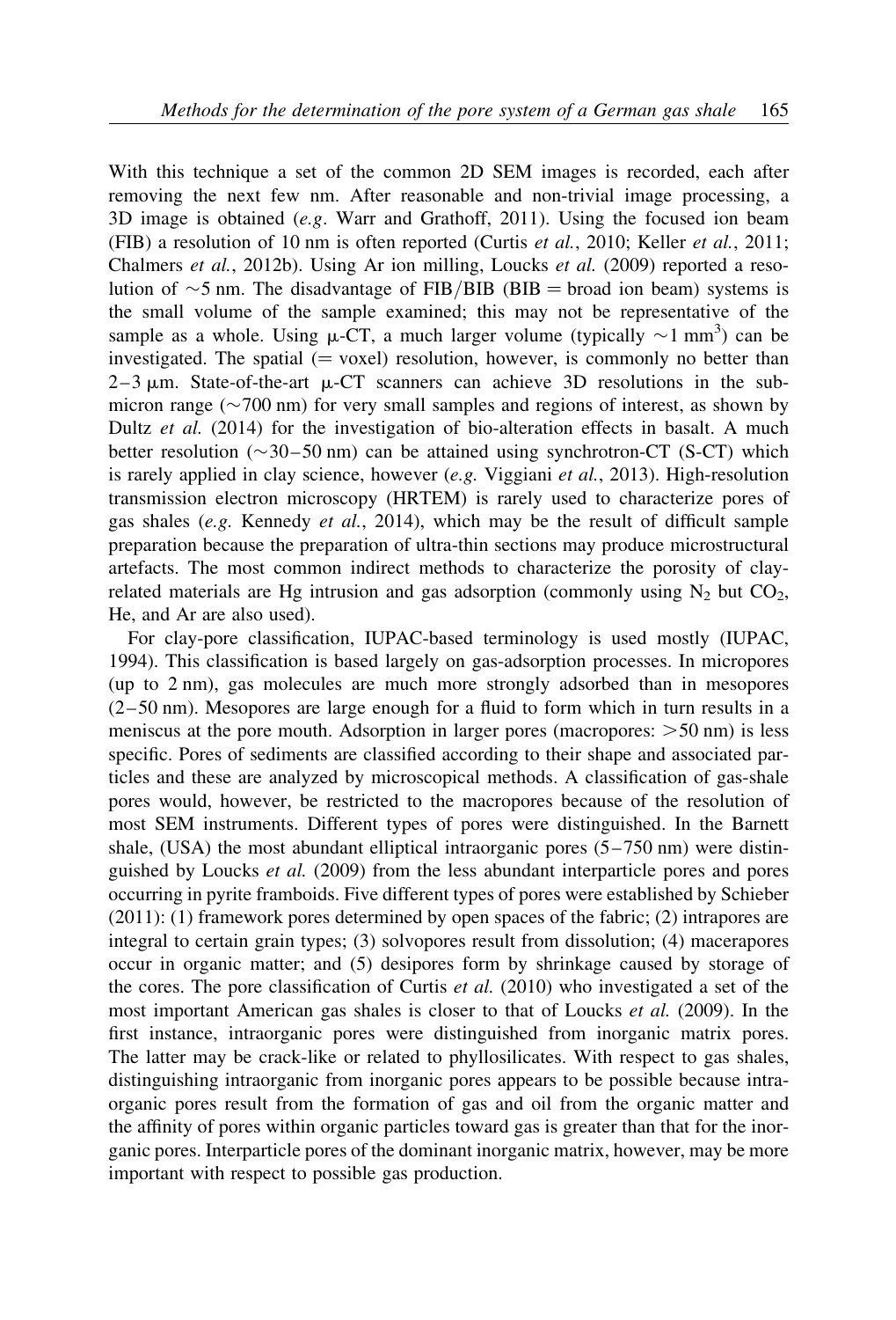With this technique a set of the common 2D SEM images is recorded, each after removing the next few nm. After reasonable and non-trivial image processing, a 3D image is obtained (*e.g.* Warr and Grathoff, 2011). Using the focused ion beam (FIB) a resolution of 10 nm is often reported (Curtis *et al.*, 2010; Keller *et al.*, 2011; Chalmers *et al.*, 2012b). Using Ar ion milling, Loucks *et al.* (2009) reported a resolution of ~5 nm. The disadvantage of FIB/BIB (BIB = broad ion beam) systems is the small volume of the sample examined; this may not be representative of the sample as a whole. Using μ-CT, a much larger volume (typically ~1 $mm^3$) can be investigated. The spatial (= voxel) resolution, however, is commonly no better than 2–3 μm. State-of-the-art μ-CT scanners can achieve 3D resolutions in the submicron range (~700 nm) for very small samples and regions of interest, as shown by Dultz *et al.* (2014) for the investigation of bio-alteration effects in basalt. A much better resolution (~30–50 nm) can be attained using synchrotron-CT (S-CT) which is rarely applied in clay science, however (*e.g.* Viggiani *et al.*, 2013). High-resolution transmission electron microscopy (HRTEM) is rarely used to characterize pores of gas shales (*e.g.* Kennedy *et al.*, 2014), which may be the result of difficult sample preparation because the preparation of ultra-thin sections may produce microstructural artefacts. The most common indirect methods to characterize the porosity of clay-related materials are Hg intrusion and gas adsorption (commonly using $N_2$ but $CO_2$, He, and Ar are also used).

For clay-pore classification, IUPAC-based terminology is used mostly (IUPAC, 1994). This classification is based largely on gas-adsorption processes. In micropores (up to 2 nm), gas molecules are much more strongly adsorbed than in mesopores (2–50 nm). Mesopores are large enough for a fluid to form which in turn results in a meniscus at the pore mouth. Adsorption in larger pores (macropores: >50 nm) is less specific. Pores of sediments are classified according to their shape and associated particles and these are analyzed by microscopical methods. A classification of gas-shale pores would, however, be restricted to the macropores because of the resolution of most SEM instruments. Different types of pores were distinguished. In the Barnett shale, (USA) the most abundant elliptical intraorganic pores (5–750 nm) were distinguished by Loucks *et al.* (2009) from the less abundant interparticle pores and pores occurring in pyrite framboids. Five different types of pores were established by Schieber (2011): (1) framework pores determined by open spaces of the fabric; (2) intrapores are integral to certain grain types; (3) solvopores result from dissolution; (4) macerapores occur in organic matter; and (5) desipores form by shrinkage caused by storage of the cores. The pore classification of Curtis *et al.* (2010) who investigated a set of the most important American gas shales is closer to that of Loucks *et al.* (2009). In the first instance, intraorganic pores were distinguished from inorganic matrix pores. The latter may be crack-like or related to phyllosilicates. With respect to gas shales, distinguishing intraorganic from inorganic pores appears to be possible because intraorganic pores result from the formation of gas and oil from the organic matter and the affinity of pores within organic particles toward gas is greater than that for the inorganic pores. Interparticle pores of the dominant inorganic matrix, however, may be more important with respect to possible gas production.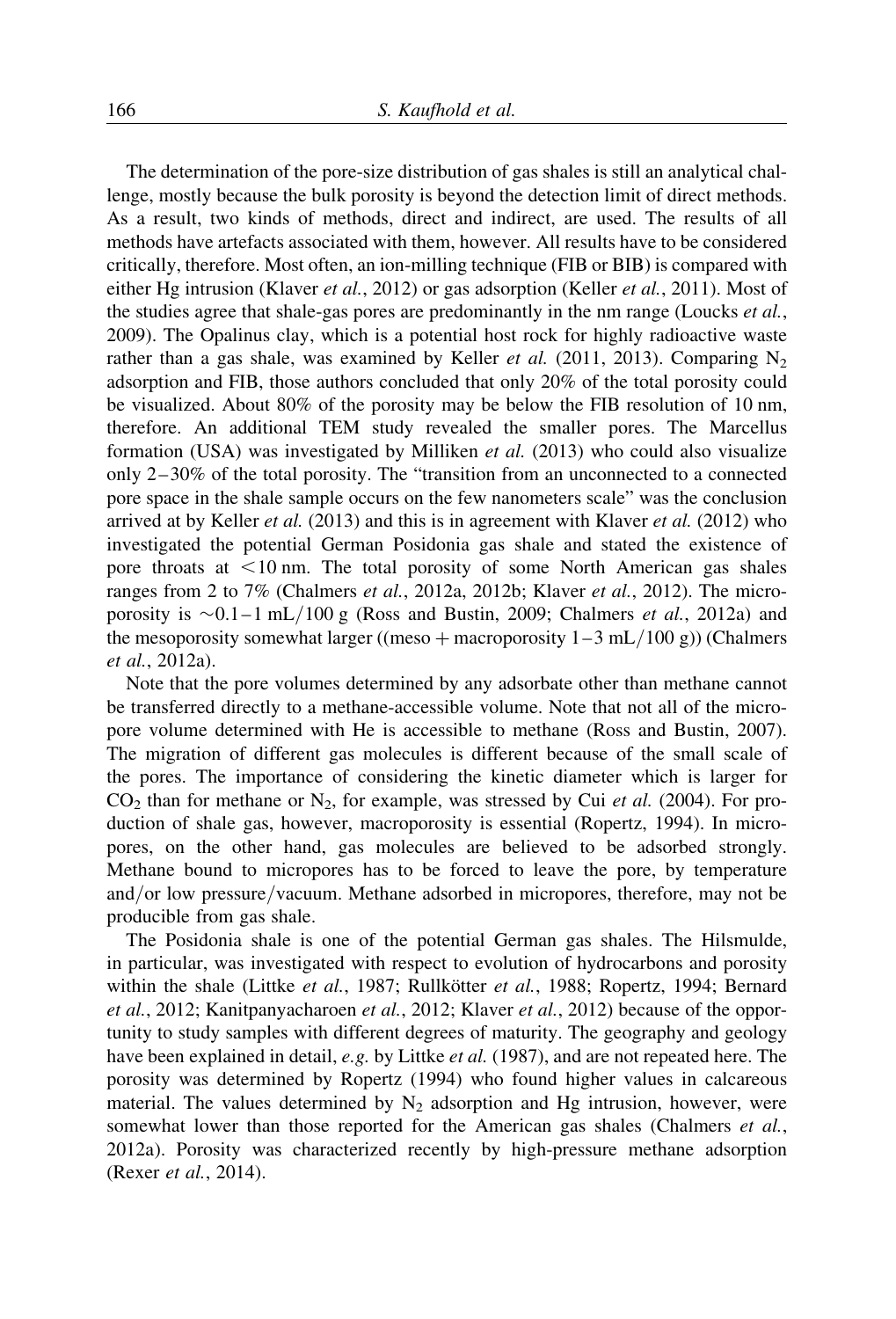The determination of the pore-size distribution of gas shales is still an analytical challenge, mostly because the bulk porosity is beyond the detection limit of direct methods. As a result, two kinds of methods, direct and indirect, are used. The results of all methods have artefacts associated with them, however. All results have to be considered critically, therefore. Most often, an ion-milling technique (FIB or BIB) is compared with either Hg intrusion (Klaver *et al.*, 2012) or gas adsorption (Keller *et al.*, 2011). Most of the studies agree that shale-gas pores are predominantly in the nm range (Loucks *et al.*, 2009). The Opalinus clay, which is a potential host rock for highly radioactive waste rather than a gas shale, was examined by Keller *et al.* (2011, 2013). Comparing $N_2$ adsorption and FIB, those authors concluded that only 20% of the total porosity could be visualized. About 80% of the porosity may be below the FIB resolution of 10 nm, therefore. An additional TEM study revealed the smaller pores. The Marcellus formation (USA) was investigated by Milliken *et al.* (2013) who could also visualize only 2–30% of the total porosity. The "transition from an unconnected to a connected pore space in the shale sample occurs on the few nanometers scale" was the conclusion arrived at by Keller *et al.* (2013) and this is in agreement with Klaver *et al.* (2012) who investigated the potential German Posidonia gas shale and stated the existence of pore throats at $<10$ nm. The total porosity of some North American gas shales ranges from 2 to 7% (Chalmers *et al.*, 2012a, 2012b; Klaver *et al.*, 2012). The microporosity is $\sim 0.1–1$ mL/100 g (Ross and Bustin, 2009; Chalmers *et al.*, 2012a) and the mesoporosity somewhat larger ((meso + macroporosity 1–3 mL/100 g)) (Chalmers *et al.*, 2012a).

Note that the pore volumes determined by any adsorbate other than methane cannot be transferred directly to a methane-accessible volume. Note that not all of the micropore volume determined with He is accessible to methane (Ross and Bustin, 2007). The migration of different gas molecules is different because of the small scale of the pores. The importance of considering the kinetic diameter which is larger for $CO_2$ than for methane or $N_2$, for example, was stressed by Cui *et al.* (2004). For production of shale gas, however, macroporosity is essential (Ropertz, 1994). In micropores, on the other hand, gas molecules are believed to be adsorbed strongly. Methane bound to micropores has to be forced to leave the pore, by temperature and/or low pressure/vacuum. Methane adsorbed in micropores, therefore, may not be producible from gas shale.

The Posidonia shale is one of the potential German gas shales. The Hilsmulde, in particular, was investigated with respect to evolution of hydrocarbons and porosity within the shale (Littke *et al.*, 1987; Rullkötter *et al.*, 1988; Ropertz, 1994; Bernard *et al.*, 2012; Kanitpanyacharoen *et al.*, 2012; Klaver *et al.*, 2012) because of the opportunity to study samples with different degrees of maturity. The geography and geology have been explained in detail, *e.g.* by Littke *et al.* (1987), and are not repeated here. The porosity was determined by Ropertz (1994) who found higher values in calcareous material. The values determined by $N_2$ adsorption and Hg intrusion, however, were somewhat lower than those reported for the American gas shales (Chalmers *et al.*, 2012a). Porosity was characterized recently by high-pressure methane adsorption (Rexer *et al.*, 2014).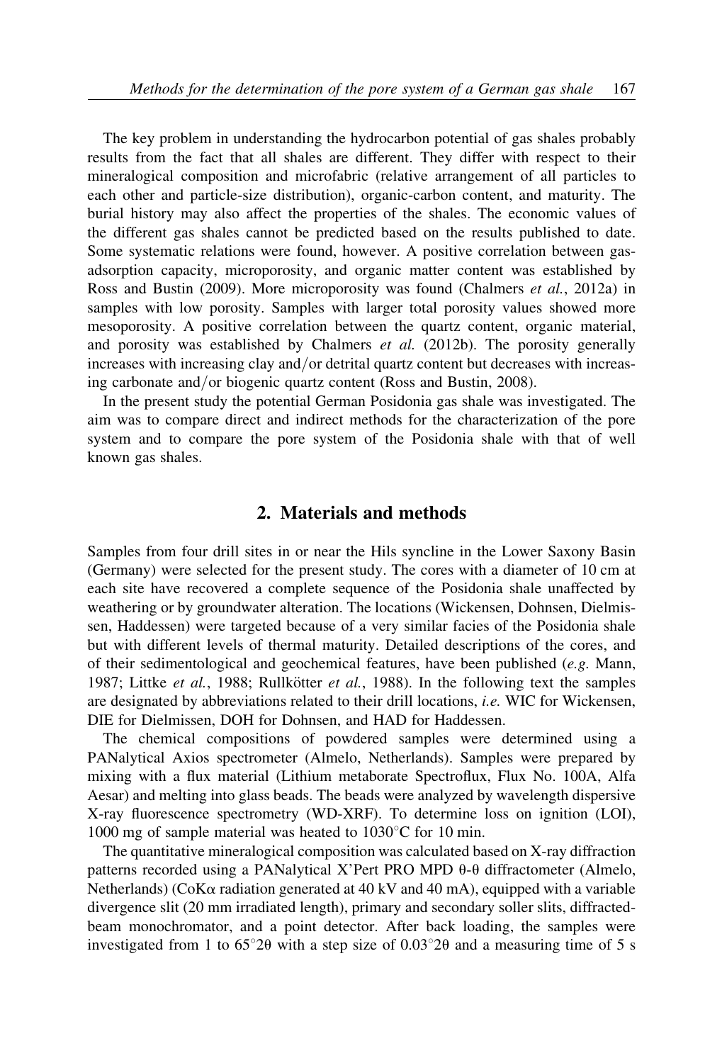The key problem in understanding the hydrocarbon potential of gas shales probably results from the fact that all shales are different. They differ with respect to their mineralogical composition and microfabric (relative arrangement of all particles to each other and particle-size distribution), organic-carbon content, and maturity. The burial history may also affect the properties of the shales. The economic values of the different gas shales cannot be predicted based on the results published to date. Some systematic relations were found, however. A positive correlation between gas-adsorption capacity, microporosity, and organic matter content was established by Ross and Bustin (2009). More microporosity was found (Chalmers *et al.*, 2012a) in samples with low porosity. Samples with larger total porosity values showed more mesoporosity. A positive correlation between the quartz content, organic material, and porosity was established by Chalmers *et al.* (2012b). The porosity generally increases with increasing clay and/or detrital quartz content but decreases with increasing carbonate and/or biogenic quartz content (Ross and Bustin, 2008).

In the present study the potential German Posidonia gas shale was investigated. The aim was to compare direct and indirect methods for the characterization of the pore system and to compare the pore system of the Posidonia shale with that of well known gas shales.

## 2. Materials and methods

Samples from four drill sites in or near the Hils syncline in the Lower Saxony Basin (Germany) were selected for the present study. The cores with a diameter of 10 cm at each site have recovered a complete sequence of the Posidonia shale unaffected by weathering or by groundwater alteration. The locations (Wickensen, Dohnsen, Dielmissen, Haddessen) were targeted because of a very similar facies of the Posidonia shale but with different levels of thermal maturity. Detailed descriptions of the cores, and of their sedimentological and geochemical features, have been published (*e.g.* Mann, 1987; Littke *et al.*, 1988; Rullkötter *et al.*, 1988). In the following text the samples are designated by abbreviations related to their drill locations, *i.e.* WIC for Wickensen, DIE for Dielmissen, DOH for Dohnsen, and HAD for Haddessen.

The chemical compositions of powdered samples were determined using a PANalytical Axios spectrometer (Almelo, Netherlands). Samples were prepared by mixing with a flux material (Lithium metaborate Spectroflux, Flux No. 100A, Alfa Aesar) and melting into glass beads. The beads were analyzed by wavelength dispersive X-ray fluorescence spectrometry (WD-XRF). To determine loss on ignition (LOI), 1000 mg of sample material was heated to 1030°C for 10 min.

The quantitative mineralogical composition was calculated based on X-ray diffraction patterns recorded using a PANalytical X'Pert PRO MPD θ-θ diffractometer (Almelo, Netherlands) (CoKα radiation generated at 40 kV and 40 mA), equipped with a variable divergence slit (20 mm irradiated length), primary and secondary soller slits, diffracted-beam monochromator, and a point detector. After back loading, the samples were investigated from 1 to 65°2θ with a step size of 0.03°2θ and a measuring time of 5 s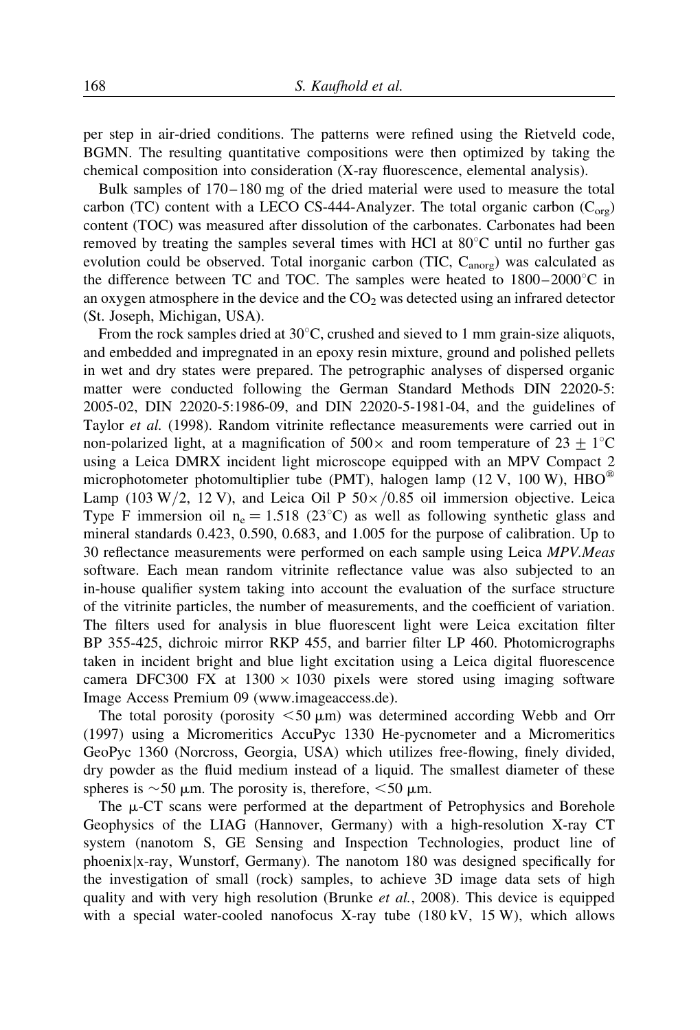per step in air-dried conditions. The patterns were refined using the Rietveld code, BGMN. The resulting quantitative compositions were then optimized by taking the chemical composition into consideration (X-ray fluorescence, elemental analysis).

Bulk samples of 170–180 mg of the dried material were used to measure the total carbon (TC) content with a LECO CS-444-Analyzer. The total organic carbon ($C_{org}$) content (TOC) was measured after dissolution of the carbonates. Carbonates had been removed by treating the samples several times with HCl at 80°C until no further gas evolution could be observed. Total inorganic carbon (TIC, $C_{anorg}$) was calculated as the difference between TC and TOC. The samples were heated to 1800–2000°C in an oxygen atmosphere in the device and the $CO_2$ was detected using an infrared detector (St. Joseph, Michigan, USA).

From the rock samples dried at 30°C, crushed and sieved to 1 mm grain-size aliquots, and embedded and impregnated in an epoxy resin mixture, ground and polished pellets in wet and dry states were prepared. The petrographic analyses of dispersed organic matter were conducted following the German Standard Methods DIN 22020-5: 2005-02, DIN 22020-5:1986-09, and DIN 22020-5-1981-04, and the guidelines of Taylor *et al.* (1998). Random vitrinite reflectance measurements were carried out in non-polarized light, at a magnification of 500× and room temperature of 23 ± 1°C using a Leica DMRX incident light microscope equipped with an MPV Compact 2 microphotometer photomultiplier tube (PMT), halogen lamp (12 V, 100 W), HBO® Lamp (103 W/2, 12 V), and Leica Oil P 50×/0.85 oil immersion objective. Leica Type F immersion oil $n_e = 1.518$ (23°C) as well as following synthetic glass and mineral standards 0.423, 0.590, 0.683, and 1.005 for the purpose of calibration. Up to 30 reflectance measurements were performed on each sample using Leica *MPV.Meas* software. Each mean random vitrinite reflectance value was also subjected to an in-house qualifier system taking into account the evaluation of the surface structure of the vitrinite particles, the number of measurements, and the coefficient of variation. The filters used for analysis in blue fluorescent light were Leica excitation filter BP 355-425, dichroic mirror RKP 455, and barrier filter LP 460. Photomicrographs taken in incident bright and blue light excitation using a Leica digital fluorescence camera DFC300 FX at 1300 × 1030 pixels were stored using imaging software Image Access Premium 09 (www.imageaccess.de).

The total porosity (porosity <50 μm) was determined according Webb and Orr (1997) using a Micromeritics AccuPyc 1330 He-pycnometer and a Micromeritics GeoPyc 1360 (Norcross, Georgia, USA) which utilizes free-flowing, finely divided, dry powder as the fluid medium instead of a liquid. The smallest diameter of these spheres is ~50 μm. The porosity is, therefore, <50 μm.

The μ-CT scans were performed at the department of Petrophysics and Borehole Geophysics of the LIAG (Hannover, Germany) with a high-resolution X-ray CT system (nanotom S, GE Sensing and Inspection Technologies, product line of phoenix|x-ray, Wunstorf, Germany). The nanotom 180 was designed specifically for the investigation of small (rock) samples, to achieve 3D image data sets of high quality and with very high resolution (Brunke *et al.*, 2008). This device is equipped with a special water-cooled nanofocus X-ray tube (180 kV, 15 W), which allows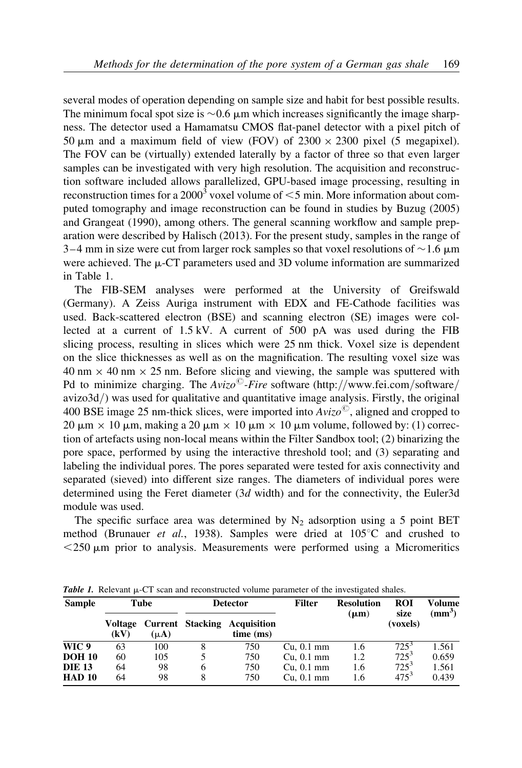several modes of operation depending on sample size and habit for best possible results. The minimum focal spot size is ~0.6 μm which increases significantly the image sharpness. The detector used a Hamamatsu CMOS flat-panel detector with a pixel pitch of 50 μm and a maximum field of view (FOV) of 2300 × 2300 pixel (5 megapixel). The FOV can be (virtually) extended laterally by a factor of three so that even larger samples can be investigated with very high resolution. The acquisition and reconstruction software included allows parallelized, GPU-based image processing, resulting in reconstruction times for a $2000^3$ voxel volume of <5 min. More information about computed tomography and image reconstruction can be found in studies by Buzug (2005) and Grangeat (1990), among others. The general scanning workflow and sample preparation were described by Halisch (2013). For the present study, samples in the range of 3–4 mm in size were cut from larger rock samples so that voxel resolutions of ~1.6 μm were achieved. The μ-CT parameters used and 3D volume information are summarized in Table 1.

The FIB-SEM analyses were performed at the University of Greifswald (Germany). A Zeiss Auriga instrument with EDX and FE-Cathode facilities was used. Back-scattered electron (BSE) and scanning electron (SE) images were collected at a current of 1.5 kV. A current of 500 pA was used during the FIB slicing process, resulting in slices which were 25 nm thick. Voxel size is dependent on the slice thicknesses as well as on the magnification. The resulting voxel size was 40 nm × 40 nm × 25 nm. Before slicing and viewing, the sample was sputtered with Pd to minimize charging. The *Avizo©-Fire* software (http://www.fei.com/software/avizo3d/) was used for qualitative and quantitative image analysis. Firstly, the original 400 BSE image 25 nm-thick slices, were imported into *Avizo©*, aligned and cropped to 20 μm × 10 μm, making a 20 μm × 10 μm × 10 μm volume, followed by: (1) correction of artefacts using non-local means within the Filter Sandbox tool; (2) binarizing the pore space, performed by using the interactive threshold tool; and (3) separating and labeling the individual pores. The pores separated were tested for axis connectivity and separated (sieved) into different size ranges. The diameters of individual pores were determined using the Feret diameter (*3d* width) and for the connectivity, the Euler3d module was used.

The specific surface area was determined by $N_2$ adsorption using a 5 point BET method (Brunauer *et al.*, 1938). Samples were dried at 105°C and crushed to <250 μm prior to analysis. Measurements were performed using a Micromeritics

***Table 1.*** Relevant μ-CT scan and reconstructed volume parameter of the investigated shales.

| Sample | Tube | | Detector | | Filter | Resolution (μm) | ROI size (voxels) | Volume ($mm^3$) |
|---|---|---|---|---|---|---|---|---|
| | Voltage (kV) | Current (μA) | Stacking | Acquisition time (ms) | | | | |
| **WIC 9** | 63 | 100 | 8 | 750 | Cu, 0.1 mm | 1.6 | $725^3$ | 1.561 |
| **DOH 10** | 60 | 105 | 5 | 750 | Cu, 0.1 mm | 1.2 | $725^3$ | 0.659 |
| **DIE 13** | 64 | 98 | 6 | 750 | Cu, 0.1 mm | 1.6 | $725^3$ | 1.561 |
| **HAD 10** | 64 | 98 | 8 | 750 | Cu, 0.1 mm | 1.6 | $475^3$ | 0.439 |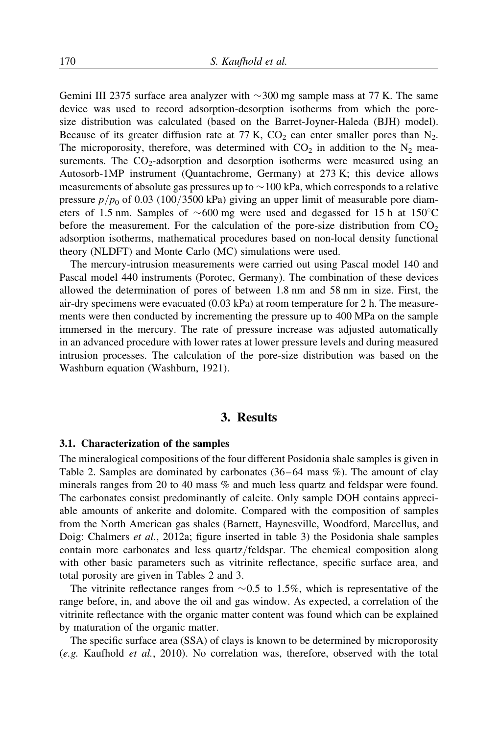Gemini III 2375 surface area analyzer with ~300 mg sample mass at 77 K. The same device was used to record adsorption-desorption isotherms from which the pore-size distribution was calculated (based on the Barret-Joyner-Haleda (BJH) model). Because of its greater diffusion rate at 77 K, $CO_2$ can enter smaller pores than $N_2$. The microporosity, therefore, was determined with $CO_2$ in addition to the $N_2$ measurements. The $CO_2$-adsorption and desorption isotherms were measured using an Autosorb-1MP instrument (Quantachrome, Germany) at 273 K; this device allows measurements of absolute gas pressures up to ~100 kPa, which corresponds to a relative pressure $p/p_0$ of 0.03 (100/3500 kPa) giving an upper limit of measurable pore diameters of 1.5 nm. Samples of ~600 mg were used and degassed for 15 h at 150°C before the measurement. For the calculation of the pore-size distribution from $CO_2$ adsorption isotherms, mathematical procedures based on non-local density functional theory (NLDFT) and Monte Carlo (MC) simulations were used.

The mercury-intrusion measurements were carried out using Pascal model 140 and Pascal model 440 instruments (Porotec, Germany). The combination of these devices allowed the determination of pores of between 1.8 nm and 58 nm in size. First, the air-dry specimens were evacuated (0.03 kPa) at room temperature for 2 h. The measurements were then conducted by incrementing the pressure up to 400 MPa on the sample immersed in the mercury. The rate of pressure increase was adjusted automatically in an advanced procedure with lower rates at lower pressure levels and during measured intrusion processes. The calculation of the pore-size distribution was based on the Washburn equation (Washburn, 1921).

## 3. Results

### 3.1. Characterization of the samples

The mineralogical compositions of the four different Posidonia shale samples is given in Table 2. Samples are dominated by carbonates (36–64 mass %). The amount of clay minerals ranges from 20 to 40 mass % and much less quartz and feldspar were found. The carbonates consist predominantly of calcite. Only sample DOH contains appreciable amounts of ankerite and dolomite. Compared with the composition of samples from the North American gas shales (Barnett, Haynesville, Woodford, Marcellus, and Doig: Chalmers *et al.*, 2012a; figure inserted in table 3) the Posidonia shale samples contain more carbonates and less quartz/feldspar. The chemical composition along with other basic parameters such as vitrinite reflectance, specific surface area, and total porosity are given in Tables 2 and 3.

The vitrinite reflectance ranges from ~0.5 to 1.5%, which is representative of the range before, in, and above the oil and gas window. As expected, a correlation of the vitrinite reflectance with the organic matter content was found which can be explained by maturation of the organic matter.

The specific surface area (SSA) of clays is known to be determined by microporosity (*e.g.* Kaufhold *et al.*, 2010). No correlation was, therefore, observed with the total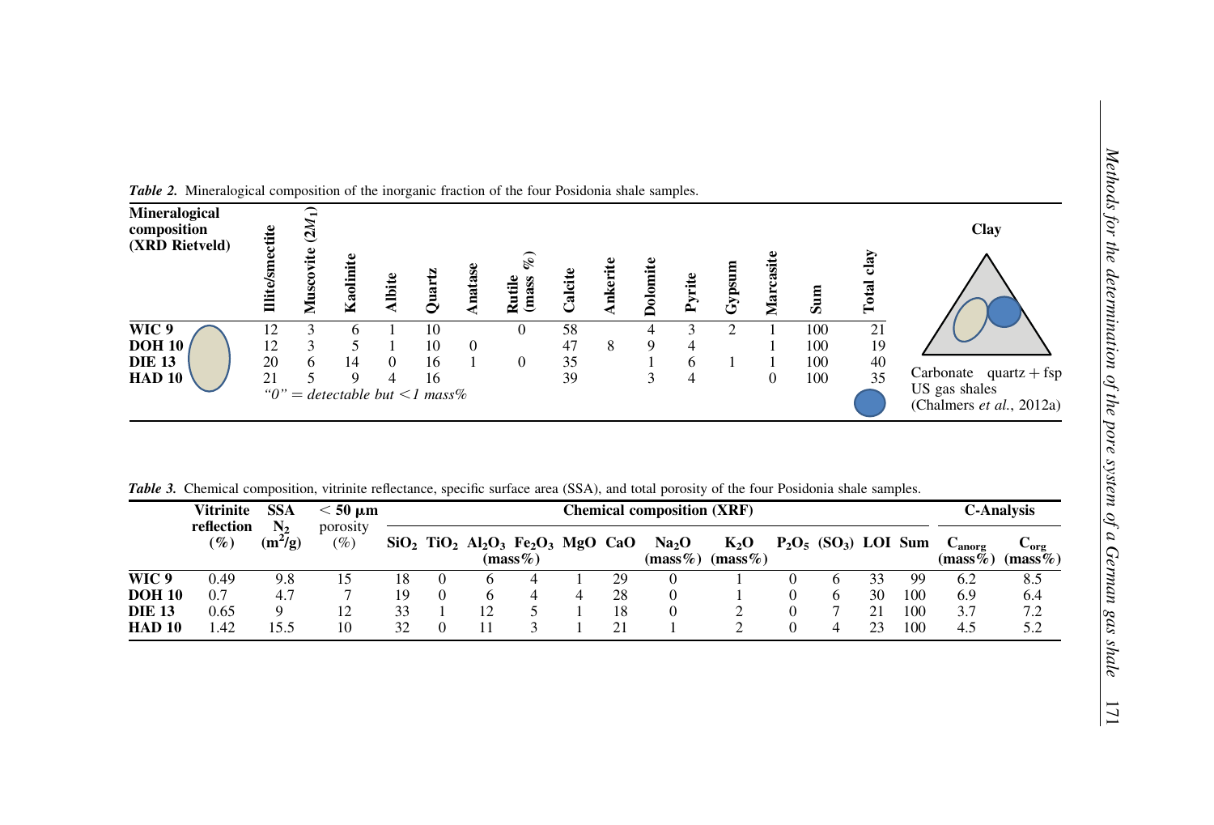*Table 2.* Mineralogical composition of the inorganic fraction of the four Posidonia shale samples.

| Mineralogical composition (XRD Rietveld) | Illite/smectite | Muscovite ($2M_1$) | Kaolinite | Albite | Quartz | Anatase | Rutile (mass %) | Calcite | Ankerite | Dolomite | Pyrite | Gypsum | Marcasite | Sum | Total clay |
|---|---|---|---|---|---|---|---|---|---|---|---|---|---|---|---|
| WIC 9 | 12 | 3 | 6 | 1 | 10 | | 0 | 58 | | 4 | 3 | 2 | 1 | 100 | 21 |
| DOH 10 | 12 | 3 | 5 | 1 | 10 | 0 | | 47 | 8 | 9 | 4 | | 1 | 100 | 19 |
| DIE 13 | 20 | 6 | 14 | 0 | 16 | 1 | 0 | 35 | | 1 | 6 | 1 | 1 | 100 | 40 |
| HAD 10 | 21 | 5 | 9 | 4 | 16 | | | 39 | | 3 | 4 | | 0 | 100 | 35 |

*"0" = detectable but <1 mass%*

Clay

Carbonate quartz + fsp

US gas shales (Chalmers *et al.*, 2012a)

*Table 3.* Chemical composition, vitrinite reflectance, specific surface area (SSA), and total porosity of the four Posidonia shale samples.

| | Vitrinite reflection (%) | SSA $N_2$ ($m^2/g$) | < 50 μm porosity (%) | Chemical composition (XRF) | | | | | | | | | | | | C-Analysis | |
|---|---|---|---|---|---|---|---|---|---|---|---|---|---|---|---|---|---|
| | | | | $SiO_2$ | $TiO_2$ | $Al_2O_3$ | $Fe_2O_3$ (mass%) | MgO | CaO | $Na_2O$ (mass%) | $K_2O$ (mass%) | $P_2O_5$ | $(SO_3)$ | LOI | Sum | $C_{anorg}$ (mass%) | $C_{org}$ (mass%) |
| WIC 9 | 0.49 | 9.8 | 15 | 18 | 0 | 6 | 4 | 1 | 29 | 0 | 1 | 0 | 6 | 33 | 99 | 6.2 | 8.5 |
| DOH 10 | 0.7 | 4.7 | 7 | 19 | 0 | 6 | 4 | 4 | 28 | 0 | 1 | 0 | 6 | 30 | 100 | 6.9 | 6.4 |
| DIE 13 | 0.65 | 9 | 12 | 33 | 1 | 12 | 5 | 1 | 18 | 0 | 2 | 0 | 7 | 21 | 100 | 3.7 | 7.2 |
| HAD 10 | 1.42 | 15.5 | 10 | 32 | 0 | 11 | 3 | 1 | 21 | 1 | 2 | 0 | 4 | 23 | 100 | 4.5 | 5.2 |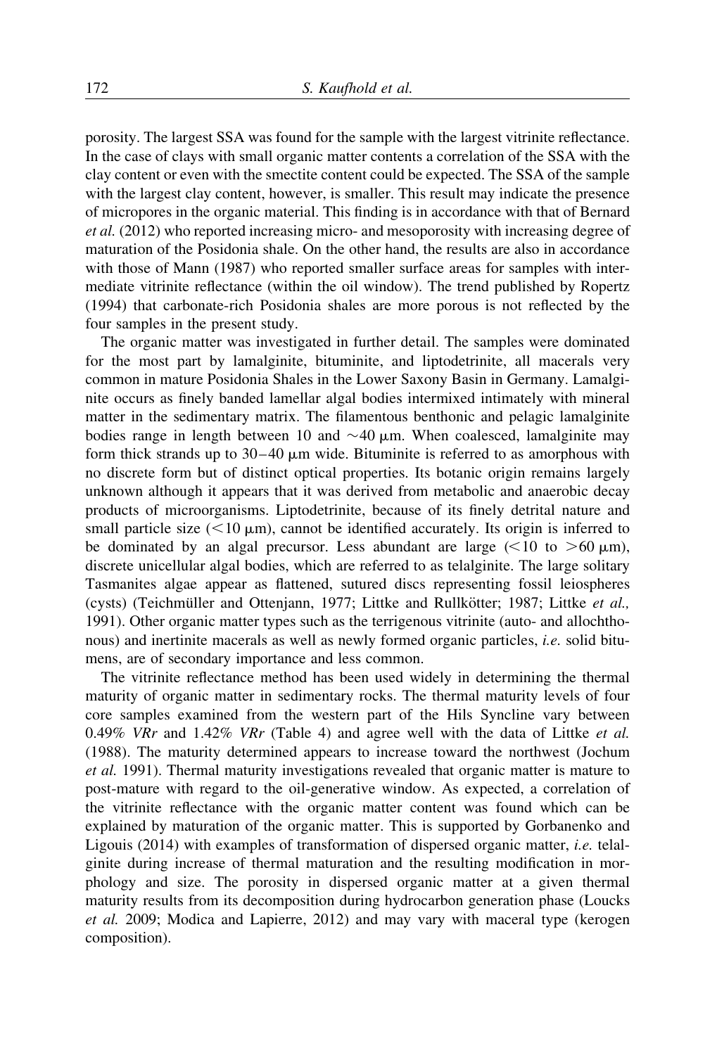porosity. The largest SSA was found for the sample with the largest vitrinite reflectance. In the case of clays with small organic matter contents a correlation of the SSA with the clay content or even with the smectite content could be expected. The SSA of the sample with the largest clay content, however, is smaller. This result may indicate the presence of micropores in the organic material. This finding is in accordance with that of Bernard *et al.* (2012) who reported increasing micro- and mesoporosity with increasing degree of maturation of the Posidonia shale. On the other hand, the results are also in accordance with those of Mann (1987) who reported smaller surface areas for samples with intermediate vitrinite reflectance (within the oil window). The trend published by Ropertz (1994) that carbonate-rich Posidonia shales are more porous is not reflected by the four samples in the present study.

The organic matter was investigated in further detail. The samples were dominated for the most part by lamalginite, bituminite, and liptodetrinite, all macerals very common in mature Posidonia Shales in the Lower Saxony Basin in Germany. Lamalginite occurs as finely banded lamellar algal bodies intermixed intimately with mineral matter in the sedimentary matrix. The filamentous benthonic and pelagic lamalginite bodies range in length between 10 and ~40 μm. When coalesced, lamalginite may form thick strands up to 30–40 μm wide. Bituminite is referred to as amorphous with no discrete form but of distinct optical properties. Its botanic origin remains largely unknown although it appears that it was derived from metabolic and anaerobic decay products of microorganisms. Liptodetrinite, because of its finely detrital nature and small particle size (<10 μm), cannot be identified accurately. Its origin is inferred to be dominated by an algal precursor. Less abundant are large (<10 to >60 μm), discrete unicellular algal bodies, which are referred to as telalginite. The large solitary Tasmanites algae appear as flattened, sutured discs representing fossil leiospheres (cysts) (Teichmüller and Ottenjann, 1977; Littke and Rullkötter; 1987; Littke *et al.,* 1991). Other organic matter types such as the terrigenous vitrinite (auto- and allochthonous) and inertinite macerals as well as newly formed organic particles, *i.e.* solid bitumens, are of secondary importance and less common.

The vitrinite reflectance method has been used widely in determining the thermal maturity of organic matter in sedimentary rocks. The thermal maturity levels of four core samples examined from the western part of the Hils Syncline vary between 0.49% *VRr* and 1.42% *VRr* (Table 4) and agree well with the data of Littke *et al.* (1988). The maturity determined appears to increase toward the northwest (Jochum *et al.* 1991). Thermal maturity investigations revealed that organic matter is mature to post-mature with regard to the oil-generative window. As expected, a correlation of the vitrinite reflectance with the organic matter content was found which can be explained by maturation of the organic matter. This is supported by Gorbanenko and Ligouis (2014) with examples of transformation of dispersed organic matter, *i.e.* telalginite during increase of thermal maturation and the resulting modification in morphology and size. The porosity in dispersed organic matter at a given thermal maturity results from its decomposition during hydrocarbon generation phase (Loucks *et al.* 2009; Modica and Lapierre, 2012) and may vary with maceral type (kerogen composition).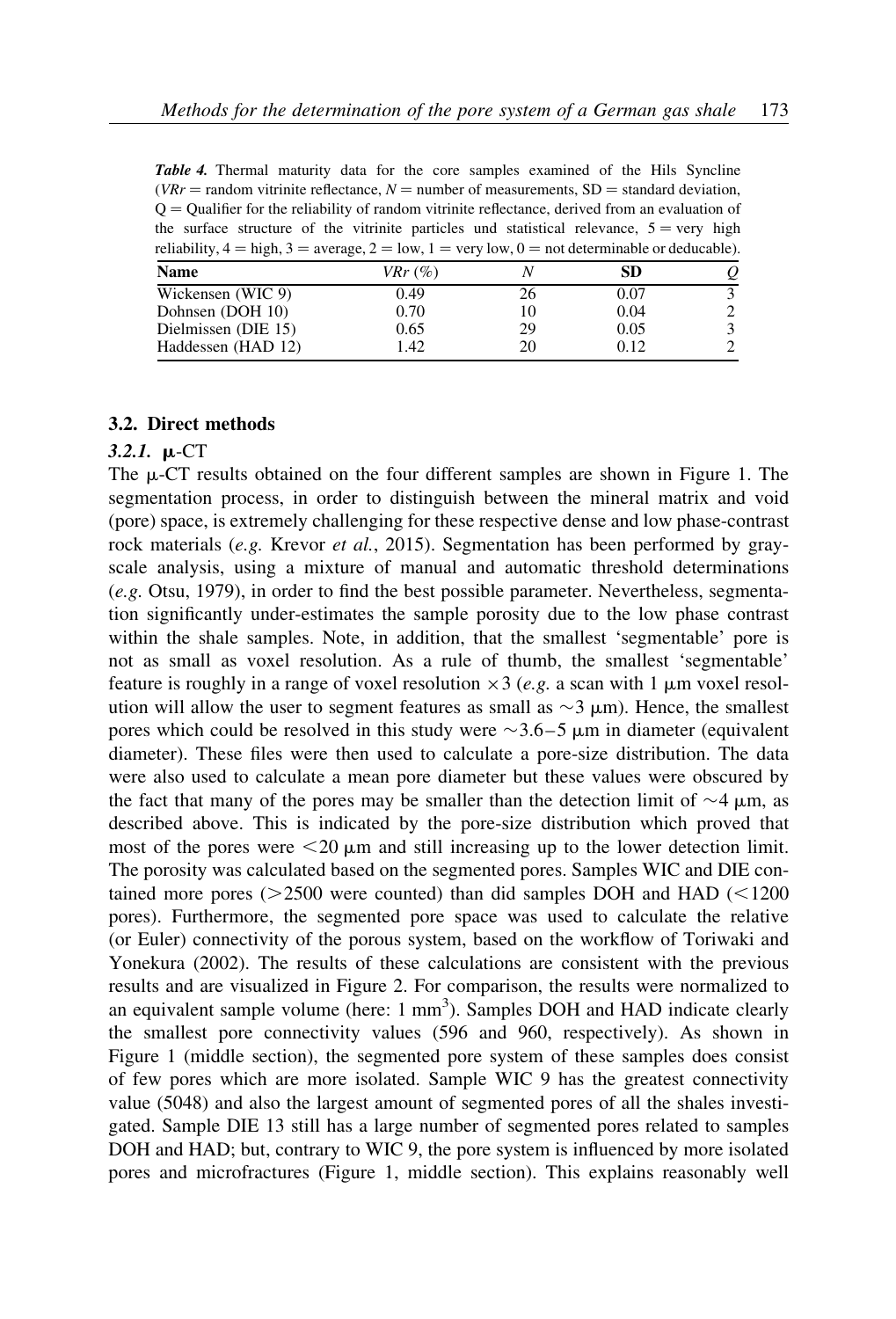*Table 4.* Thermal maturity data for the core samples examined of the Hils Syncline (*VRr* = random vitrinite reflectance, *N* = number of measurements, SD = standard deviation, Q = Qualifier for the reliability of random vitrinite reflectance, derived from an evaluation of the surface structure of the vitrinite particles und statistical relevance, 5 = very high reliability, 4 = high, 3 = average, 2 = low, 1 = very low, 0 = not determinable or deducable).

| Name | *VRr* (%) | *N* | SD | *Q* |
|---|---|---|---|---|
| Wickensen (WIC 9) | 0.49 | 26 | 0.07 | 3 |
| Dohnsen (DOH 10) | 0.70 | 10 | 0.04 | 2 |
| Dielmissen (DIE 15) | 0.65 | 29 | 0.05 | 3 |
| Haddessen (HAD 12) | 1.42 | 20 | 0.12 | 2 |

### 3.2. Direct methods

#### 3.2.1. μ-CT

The μ-CT results obtained on the four different samples are shown in Figure 1. The segmentation process, in order to distinguish between the mineral matrix and void (pore) space, is extremely challenging for these respective dense and low phase-contrast rock materials (*e.g.* Krevor *et al.*, 2015). Segmentation has been performed by gray-scale analysis, using a mixture of manual and automatic threshold determinations (*e.g.* Otsu, 1979), in order to find the best possible parameter. Nevertheless, segmentation significantly under-estimates the sample porosity due to the low phase contrast within the shale samples. Note, in addition, that the smallest 'segmentable' pore is not as small as voxel resolution. As a rule of thumb, the smallest 'segmentable' feature is roughly in a range of voxel resolution ×3 (*e.g.* a scan with 1 μm voxel resolution will allow the user to segment features as small as ~3 μm). Hence, the smallest pores which could be resolved in this study were ~3.6–5 μm in diameter (equivalent diameter). These files were then used to calculate a pore-size distribution. The data were also used to calculate a mean pore diameter but these values were obscured by the fact that many of the pores may be smaller than the detection limit of ~4 μm, as described above. This is indicated by the pore-size distribution which proved that most of the pores were <20 μm and still increasing up to the lower detection limit. The porosity was calculated based on the segmented pores. Samples WIC and DIE contained more pores (>2500 were counted) than did samples DOH and HAD (<1200 pores). Furthermore, the segmented pore space was used to calculate the relative (or Euler) connectivity of the porous system, based on the workflow of Toriwaki and Yonekura (2002). The results of these calculations are consistent with the previous results and are visualized in Figure 2. For comparison, the results were normalized to an equivalent sample volume (here: 1 $mm^3$). Samples DOH and HAD indicate clearly the smallest pore connectivity values (596 and 960, respectively). As shown in Figure 1 (middle section), the segmented pore system of these samples does consist of few pores which are more isolated. Sample WIC 9 has the greatest connectivity value (5048) and also the largest amount of segmented pores of all the shales investigated. Sample DIE 13 still has a large number of segmented pores related to samples DOH and HAD; but, contrary to WIC 9, the pore system is influenced by more isolated pores and microfractures (Figure 1, middle section). This explains reasonably well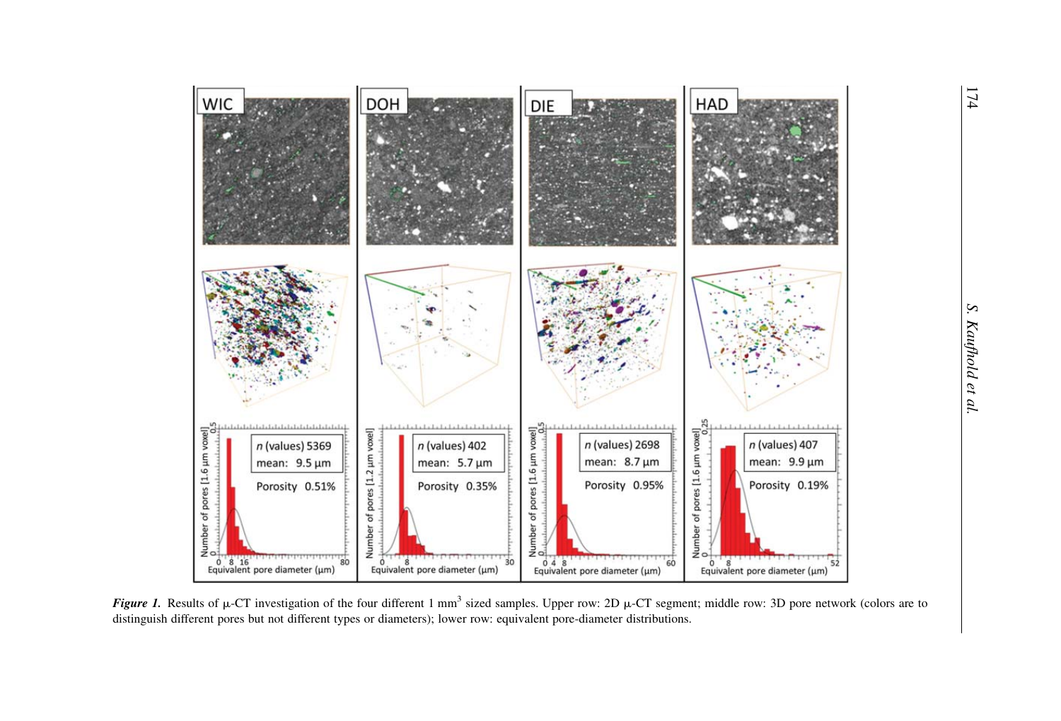WIC

DOH

DIE

HAD

n (values) 5369
mean: 9.5 µm
Porosity 0.51%
Number of pores [1.6 µm voxel]
0.5
0 8 16 80
Equivalent pore diameter (µm)

n (values) 402
mean: 5.7 µm
Porosity 0.35%
Number of pores [1.2 µm voxel]
0 8 30
Equivalent pore diameter (µm)

n (values) 2698
mean: 8.7 µm
Porosity 0.95%
Number of pores [1.6 µm voxel]
0.5
0 4 8 60
Equivalent pore diameter (µm)

n (values) 407
mean: 9.9 µm
Porosity 0.19%
Number of pores [1.6 µm voxel]
0.25
0 8 52
Equivalent pore diameter (µm)

***Figure 1.*** Results of µ-CT investigation of the four different 1 mm$^3$ sized samples. Upper row: 2D µ-CT segment; middle row: 3D pore network (colors are to distinguish different pores but not different types or diameters); lower row: equivalent pore-diameter distributions.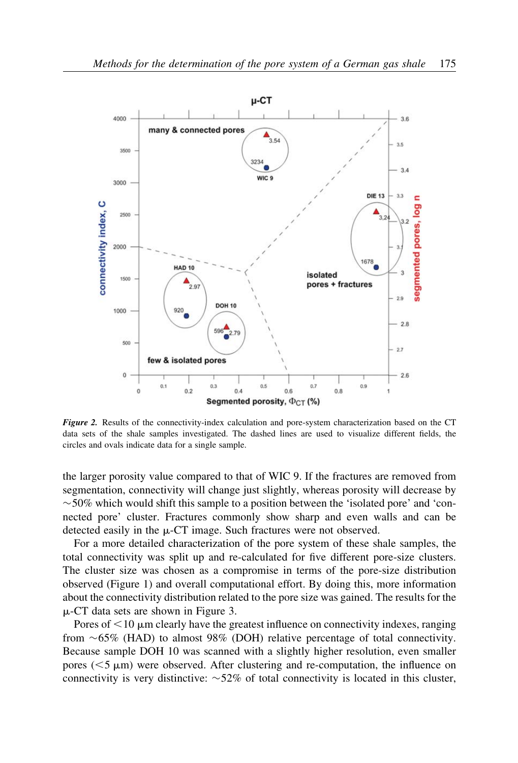μ-CT

many & connected pores

3.54

3234

WIC 9

DIE 13

3,24

1678

isolated pores + fractures

HAD 10

2.97

920

DOH 10

596

2.79

few & isolated pores

connectivity index, C

segmented pores, log n

Segmented porosity, $\Phi_{CT}$ (%)

4000
3500
3000
2500
2000
1500
1000
500
0

3.6
3.5
3.4
3.3
3.2
3.1
3
2.9
2.8
2.7
2.6

0
0.1
0.2
0.3
0.4
0.5
0.6
0.7
0.8
0.9
1

*Figure 2.* Results of the connectivity-index calculation and pore-system characterization based on the CT data sets of the shale samples investigated. The dashed lines are used to visualize different fields, the circles and ovals indicate data for a single sample.

the larger porosity value compared to that of WIC 9. If the fractures are removed from segmentation, connectivity will change just slightly, whereas porosity will decrease by ~50% which would shift this sample to a position between the 'isolated pore' and 'connected pore' cluster. Fractures commonly show sharp and even walls and can be detected easily in the μ-CT image. Such fractures were not observed.

For a more detailed characterization of the pore system of these shale samples, the total connectivity was split up and re-calculated for five different pore-size clusters. The cluster size was chosen as a compromise in terms of the pore-size distribution observed (Figure 1) and overall computational effort. By doing this, more information about the connectivity distribution related to the pore size was gained. The results for the μ-CT data sets are shown in Figure 3.

Pores of <10 μm clearly have the greatest influence on connectivity indexes, ranging from ~65% (HAD) to almost 98% (DOH) relative percentage of total connectivity. Because sample DOH 10 was scanned with a slightly higher resolution, even smaller pores (<5 μm) were observed. After clustering and re-computation, the influence on connectivity is very distinctive: ~52% of total connectivity is located in this cluster,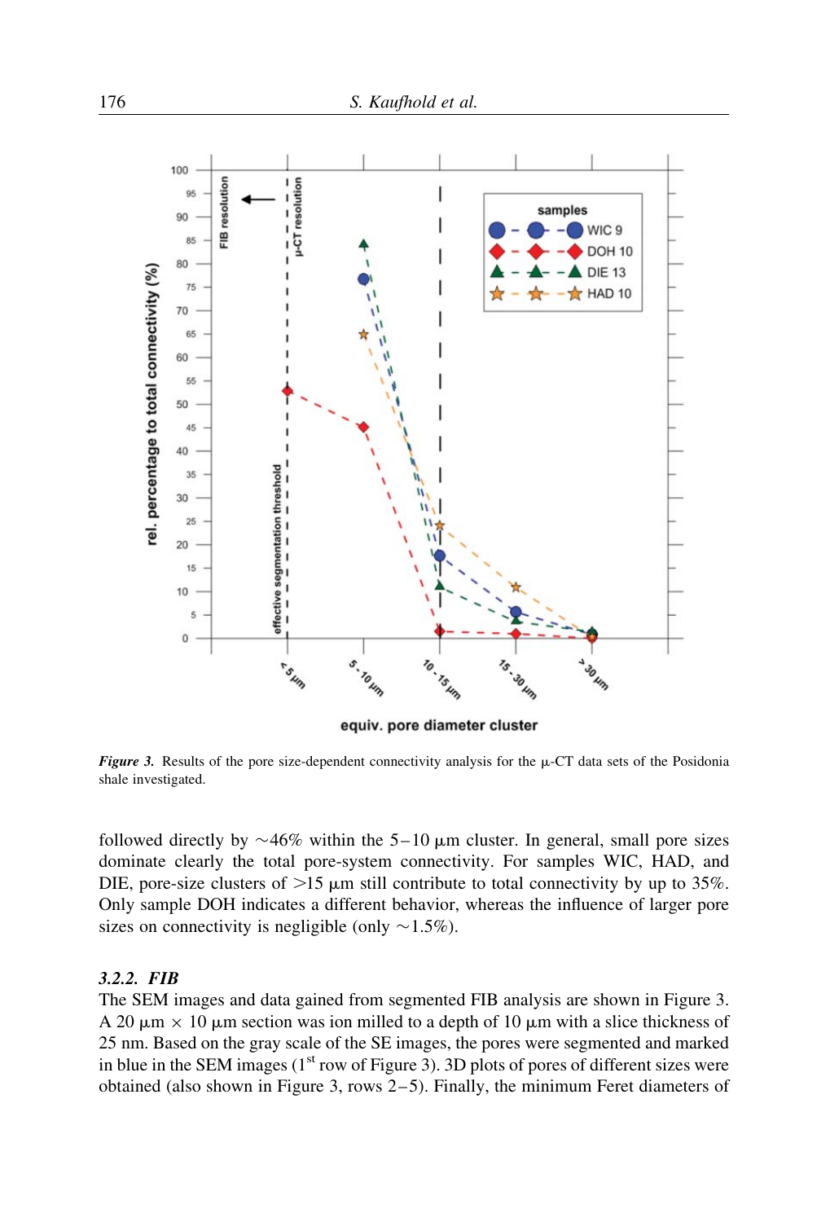100
95
90
85
80
75
70
65
60
55
50
45
40
35
30
25
20
15
10
5
0

rel. percentage to total connectivity (%)

FIB resolution

µ-CT resolution

effective segmentation threshold

samples
WIC 9
DOH 10
DIE 13
HAD 10

< 5 µm
5 - 10 µm
10 - 15 µm
15 - 30 µm
> 30 µm

equiv. pore diameter cluster

***Figure 3.*** Results of the pore size-dependent connectivity analysis for the µ-CT data sets of the Posidonia shale investigated.

followed directly by ~46% within the 5–10 µm cluster. In general, small pore sizes dominate clearly the total pore-system connectivity. For samples WIC, HAD, and DIE, pore-size clusters of >15 µm still contribute to total connectivity by up to 35%. Only sample DOH indicates a different behavior, whereas the influence of larger pore sizes on connectivity is negligible (only ~1.5%).

### *3.2.2. FIB*

The SEM images and data gained from segmented FIB analysis are shown in Figure 3. A 20 µm × 10 µm section was ion milled to a depth of 10 µm with a slice thickness of 25 nm. Based on the gray scale of the SE images, the pores were segmented and marked in blue in the SEM images (1st row of Figure 3). 3D plots of pores of different sizes were obtained (also shown in Figure 3, rows 2–5). Finally, the minimum Feret diameters of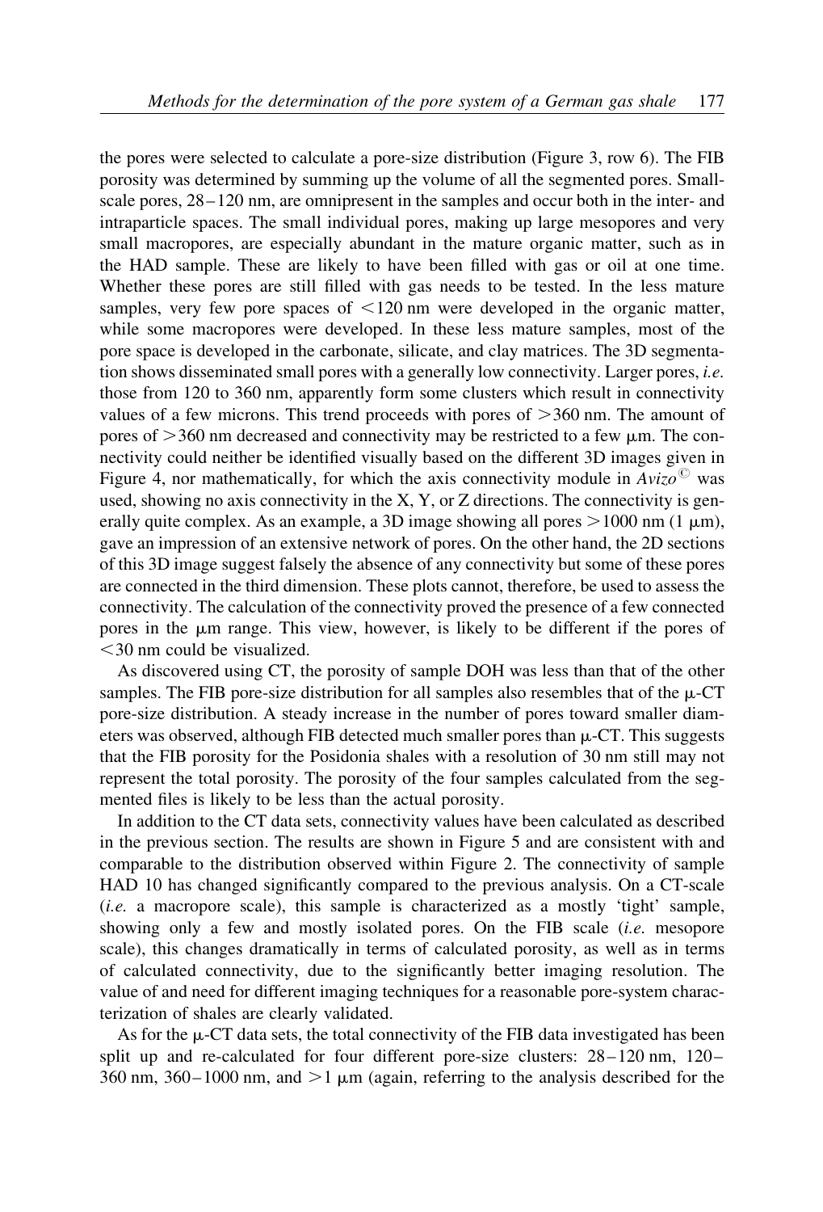the pores were selected to calculate a pore-size distribution (Figure 3, row 6). The FIB porosity was determined by summing up the volume of all the segmented pores. Small-scale pores, 28–120 nm, are omnipresent in the samples and occur both in the inter- and intraparticle spaces. The small individual pores, making up large mesopores and very small macropores, are especially abundant in the mature organic matter, such as in the HAD sample. These are likely to have been filled with gas or oil at one time. Whether these pores are still filled with gas needs to be tested. In the less mature samples, very few pore spaces of <120 nm were developed in the organic matter, while some macropores were developed. In these less mature samples, most of the pore space is developed in the carbonate, silicate, and clay matrices. The 3D segmentation shows disseminated small pores with a generally low connectivity. Larger pores, *i.e.* those from 120 to 360 nm, apparently form some clusters which result in connectivity values of a few microns. This trend proceeds with pores of >360 nm. The amount of pores of >360 nm decreased and connectivity may be restricted to a few μm. The connectivity could neither be identified visually based on the different 3D images given in Figure 4, nor mathematically, for which the axis connectivity module in *Avizo*© was used, showing no axis connectivity in the X, Y, or Z directions. The connectivity is generally quite complex. As an example, a 3D image showing all pores >1000 nm (1 μm), gave an impression of an extensive network of pores. On the other hand, the 2D sections of this 3D image suggest falsely the absence of any connectivity but some of these pores are connected in the third dimension. These plots cannot, therefore, be used to assess the connectivity. The calculation of the connectivity proved the presence of a few connected pores in the μm range. This view, however, is likely to be different if the pores of <30 nm could be visualized.

As discovered using CT, the porosity of sample DOH was less than that of the other samples. The FIB pore-size distribution for all samples also resembles that of the μ-CT pore-size distribution. A steady increase in the number of pores toward smaller diameters was observed, although FIB detected much smaller pores than μ-CT. This suggests that the FIB porosity for the Posidonia shales with a resolution of 30 nm still may not represent the total porosity. The porosity of the four samples calculated from the segmented files is likely to be less than the actual porosity.

In addition to the CT data sets, connectivity values have been calculated as described in the previous section. The results are shown in Figure 5 and are consistent with and comparable to the distribution observed within Figure 2. The connectivity of sample HAD 10 has changed significantly compared to the previous analysis. On a CT-scale (*i.e.* a macropore scale), this sample is characterized as a mostly 'tight' sample, showing only a few and mostly isolated pores. On the FIB scale (*i.e.* mesopore scale), this changes dramatically in terms of calculated porosity, as well as in terms of calculated connectivity, due to the significantly better imaging resolution. The value of and need for different imaging techniques for a reasonable pore-system characterization of shales are clearly validated.

As for the μ-CT data sets, the total connectivity of the FIB data investigated has been split up and re-calculated for four different pore-size clusters: 28–120 nm, 120–360 nm, 360–1000 nm, and >1 μm (again, referring to the analysis described for the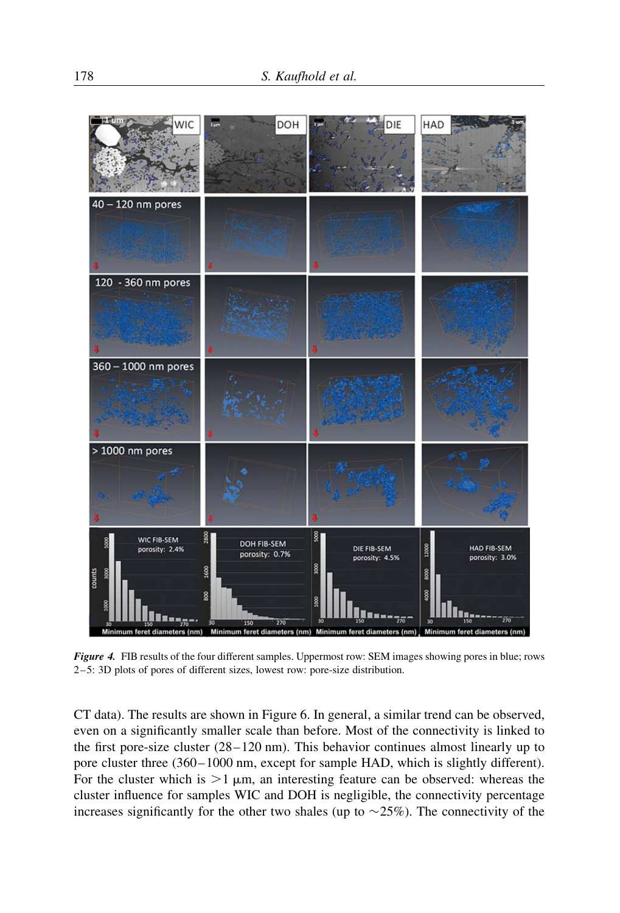WIC
DOH
DIE
HAD

40 – 120 nm pores

120 - 360 nm pores

360 – 1000 nm pores

> 1000 nm pores

WIC FIB-SEM
porosity: 2.4%

DOH FIB-SEM
porosity: 0.7%

DIE FIB-SEM
porosity: 4.5%

HAD FIB-SEM
porosity: 3.0%

counts

Minimum feret diameters (nm)

***Figure 4.*** FIB results of the four different samples. Uppermost row: SEM images showing pores in blue; rows 2–5: 3D plots of pores of different sizes, lowest row: pore-size distribution.

CT data). The results are shown in Figure 6. In general, a similar trend can be observed, even on a significantly smaller scale than before. Most of the connectivity is linked to the first pore-size cluster (28–120 nm). This behavior continues almost linearly up to pore cluster three (360–1000 nm, except for sample HAD, which is slightly different). For the cluster which is $>1$ μm, an interesting feature can be observed: whereas the cluster influence for samples WIC and DOH is negligible, the connectivity percentage increases significantly for the other two shales (up to ~25%). The connectivity of the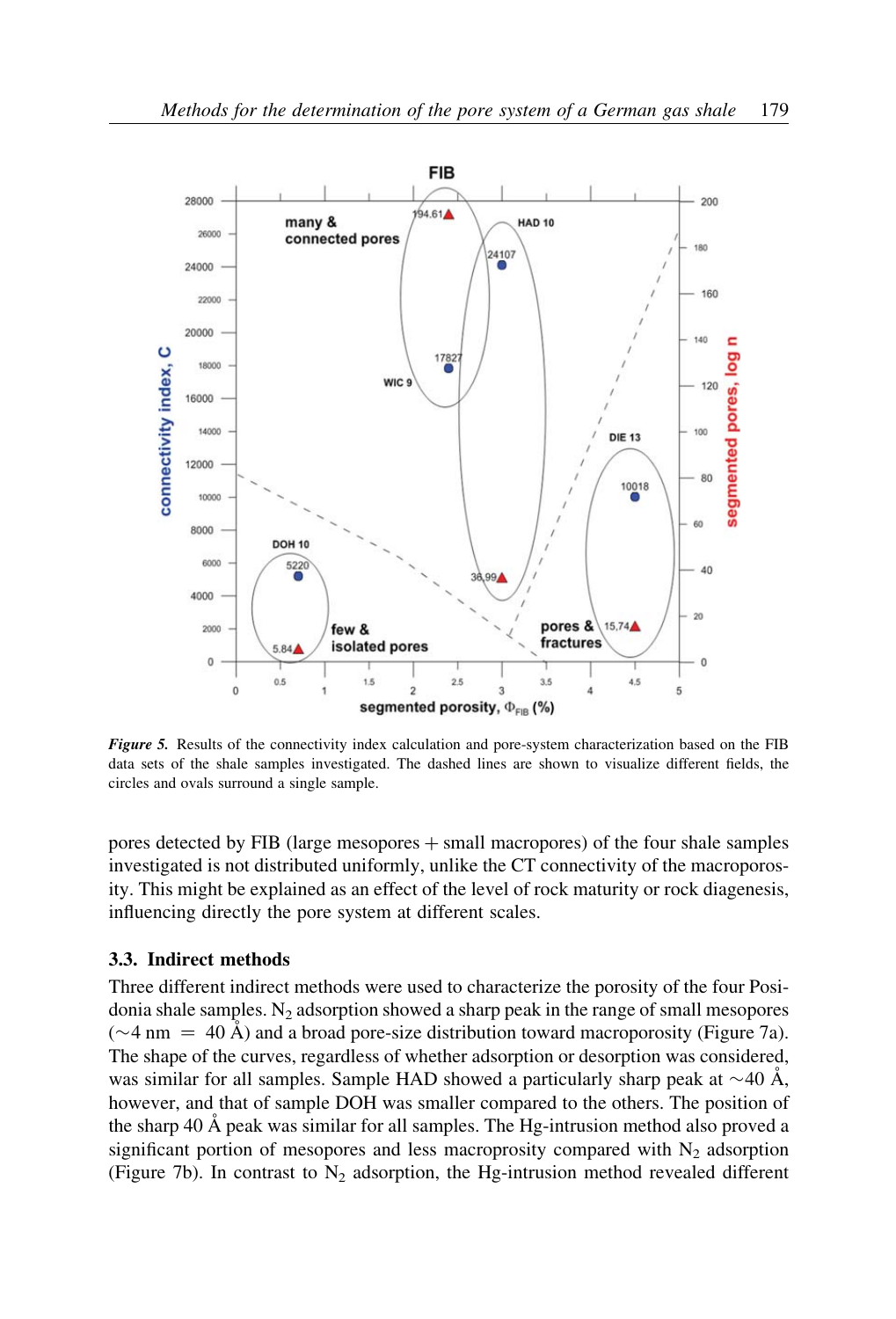FIB

many & connected pores

few & isolated pores

pores & fractures

HAD 10

WIC 9

DIE 13

DOH 10

194.61

24107

17827

10018

5220

36.99

15.74

5.84

connectivity index, C

segmented pores, log n

segmented porosity, $\Phi_{FIB}$ (%)

28000
26000
24000
22000
20000
18000
16000
14000
12000
10000
8000
6000
4000
2000
0

200
180
160
140
120
100
80
60
40
20
0

0
0.5
1
1.5
2
2.5
3
3.5
4
4.5
5

***Figure 5.*** Results of the connectivity index calculation and pore-system characterization based on the FIB data sets of the shale samples investigated. The dashed lines are shown to visualize different fields, the circles and ovals surround a single sample.

pores detected by FIB (large mesopores + small macropores) of the four shale samples investigated is not distributed uniformly, unlike the CT connectivity of the macroporosity. This might be explained as an effect of the level of rock maturity or rock diagenesis, influencing directly the pore system at different scales.

### 3.3. Indirect methods

Three different indirect methods were used to characterize the porosity of the four Posidonia shale samples. $N_2$ adsorption showed a sharp peak in the range of small mesopores ($\sim$4 nm = 40 Å) and a broad pore-size distribution toward macroporosity (Figure 7a). The shape of the curves, regardless of whether adsorption or desorption was considered, was similar for all samples. Sample HAD showed a particularly sharp peak at $\sim$40 Å, however, and that of sample DOH was smaller compared to the others. The position of the sharp 40 Å peak was similar for all samples. The Hg-intrusion method also proved a significant portion of mesopores and less macroprosity compared with $N_2$ adsorption (Figure 7b). In contrast to $N_2$ adsorption, the Hg-intrusion method revealed different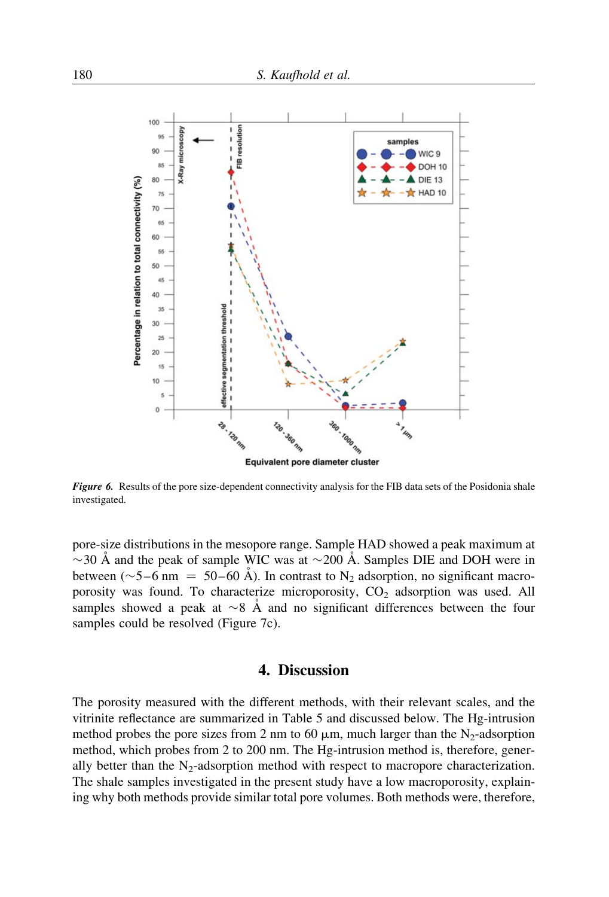100
95
90
85
80
75
70
65
60
55
50
45
40
35
30
25
20
15
10
5
0

Percentage in relation to total connectivity (%)

X-Ray microscopy

FIB resolution

effective segmentation threshold

samples
WIC 9
DOH 10
DIE 13
HAD 10

28 - 120 nm
120 - 360 nm
360 - 1000 nm
> 1 µm

Equivalent pore diameter cluster

*Figure 6.* Results of the pore size-dependent connectivity analysis for the FIB data sets of the Posidonia shale investigated.

pore-size distributions in the mesopore range. Sample HAD showed a peak maximum at ~30 Å and the peak of sample WIC was at ~200 Å. Samples DIE and DOH were in between (~5–6 nm = 50–60 Å). In contrast to $N_2$ adsorption, no significant macroporosity was found. To characterize microporosity, $CO_2$ adsorption was used. All samples showed a peak at ~8 Å and no significant differences between the four samples could be resolved (Figure 7c).

## 4. Discussion

The porosity measured with the different methods, with their relevant scales, and the vitrinite reflectance are summarized in Table 5 and discussed below. The Hg-intrusion method probes the pore sizes from 2 nm to 60 μm, much larger than the $N_2$-adsorption method, which probes from 2 to 200 nm. The Hg-intrusion method is, therefore, generally better than the $N_2$-adsorption method with respect to macropore characterization. The shale samples investigated in the present study have a low macroporosity, explaining why both methods provide similar total pore volumes. Both methods were, therefore,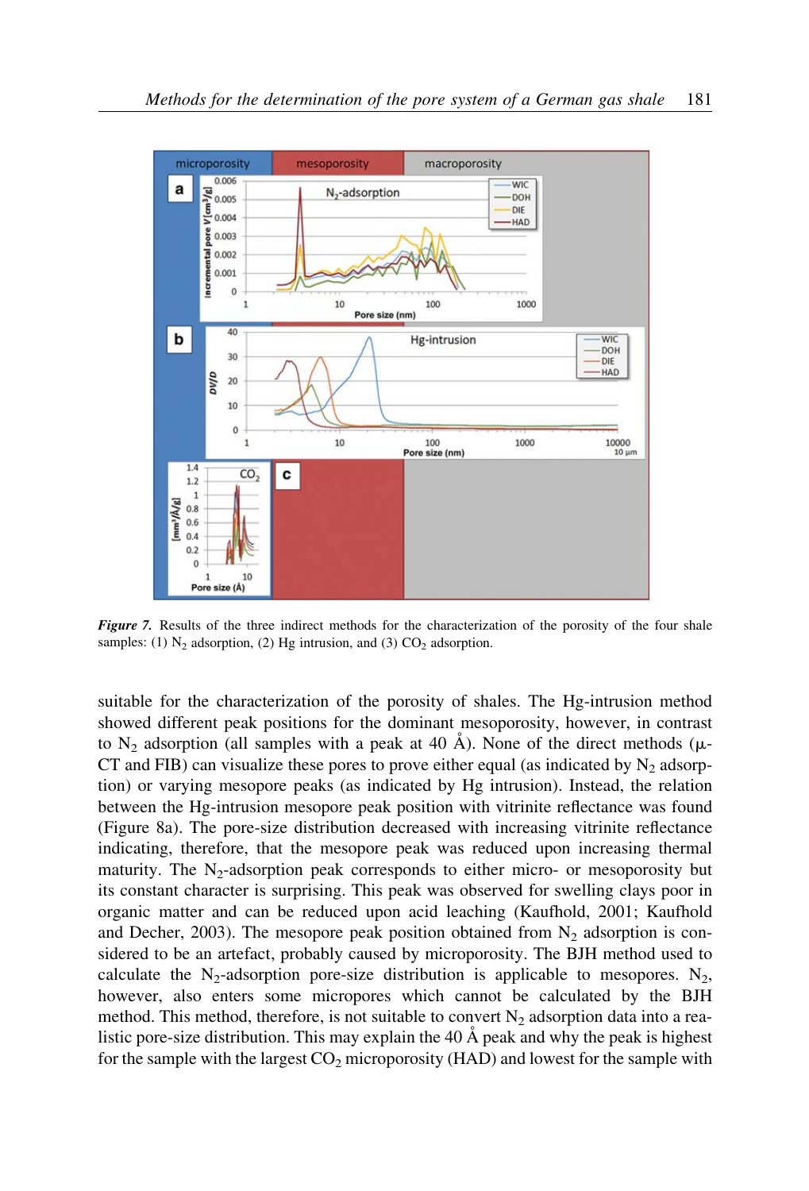microporosity
mesoporosity
macroporosity

a

$N_2$-adsorption

Incremental pore V [cm³/g]

0.006
0.005
0.004
0.003
0.002
0.001
0

1
10
100
1000

Pore size (nm)

WIC
DOH
DIE
HAD

b

Hg-intrusion

DV/D

40
30
20
10
0

1
10
100
1000
10000
10 µm

Pore size (nm)

WIC
DOH
DIE
HAD

$CO_2$

[mm³/Å/g]

1.4
1.2
1
0.8
0.6
0.4
0.2
0

1
10

Pore size (Å)

c

***Figure 7.*** Results of the three indirect methods for the characterization of the porosity of the four shale samples: (1) $N_2$ adsorption, (2) Hg intrusion, and (3) $CO_2$ adsorption.

suitable for the characterization of the porosity of shales. The Hg-intrusion method showed different peak positions for the dominant mesoporosity, however, in contrast to $N_2$ adsorption (all samples with a peak at 40 Å). None of the direct methods (µ-CT and FIB) can visualize these pores to prove either equal (as indicated by $N_2$ adsorption) or varying mesopore peaks (as indicated by Hg intrusion). Instead, the relation between the Hg-intrusion mesopore peak position with vitrinite reflectance was found (Figure 8a). The pore-size distribution decreased with increasing vitrinite reflectance indicating, therefore, that the mesopore peak was reduced upon increasing thermal maturity. The $N_2$-adsorption peak corresponds to either micro- or mesoporosity but its constant character is surprising. This peak was observed for swelling clays poor in organic matter and can be reduced upon acid leaching (Kaufhold, 2001; Kaufhold and Decher, 2003). The mesopore peak position obtained from $N_2$ adsorption is considered to be an artefact, probably caused by microporosity. The BJH method used to calculate the $N_2$-adsorption pore-size distribution is applicable to mesopores. $N_2$, however, also enters some micropores which cannot be calculated by the BJH method. This method, therefore, is not suitable to convert $N_2$ adsorption data into a realistic pore-size distribution. This may explain the 40 Å peak and why the peak is highest for the sample with the largest $CO_2$ microporosity (HAD) and lowest for the sample with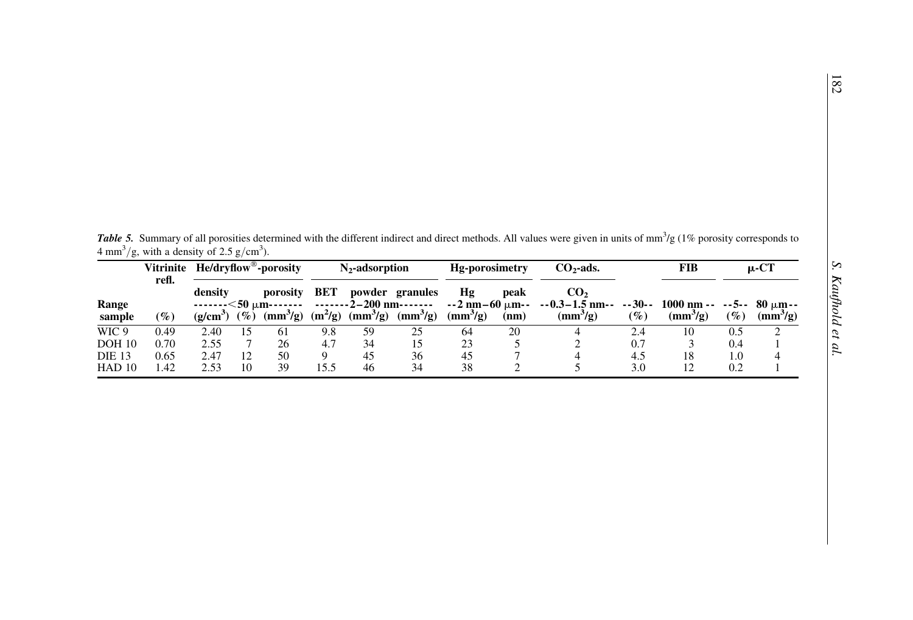***Table 5.*** Summary of all porosities determined with the different indirect and direct methods. All values were given in units of mm$^3$/g (1% porosity corresponds to 4 mm$^3$/g, with a density of 2.5 g/cm$^3$).

| | Vitrinite refl. | He/dryflow®-porosity | | | $N_2$-adsorption | | | Hg-porosimetry | | $CO_2$-ads. | | FIB | μ-CT | |
|---|---|---|---|---|---|---|---|---|---|---|---|---|---|---|
| | | density | | porosity | BET | powder | granules | Hg | peak | $CO_2$ | | | | |
| Range | | -------<50 μm------- | | | -------2–200 nm------- | | | --2 nm–60 μm-- | | --0.3–1.5 nm-- | --30-- | 1000 nm -- | --5-- | 80 μm-- |
| sample | (%) | (g/cm$^3$) | (%) | (mm$^3$/g) | (m$^2$/g) | (mm$^3$/g) | (mm$^3$/g) | (mm$^3$/g) | (nm) | (mm$^3$/g) | (%) | (mm$^3$/g) | (%) | (mm$^3$/g) |
| WIC 9 | 0.49 | 2.40 | 15 | 61 | 9.8 | 59 | 25 | 64 | 20 | 4 | 2.4 | 10 | 0.5 | 2 |
| DOH 10 | 0.70 | 2.55 | 7 | 26 | 4.7 | 34 | 15 | 23 | 5 | 2 | 0.7 | 3 | 0.4 | 1 |
| DIE 13 | 0.65 | 2.47 | 12 | 50 | 9 | 45 | 36 | 45 | 7 | 4 | 4.5 | 18 | 1.0 | 4 |
| HAD 10 | 1.42 | 2.53 | 10 | 39 | 15.5 | 46 | 34 | 38 | 2 | 5 | 3.0 | 12 | 0.2 | 1 |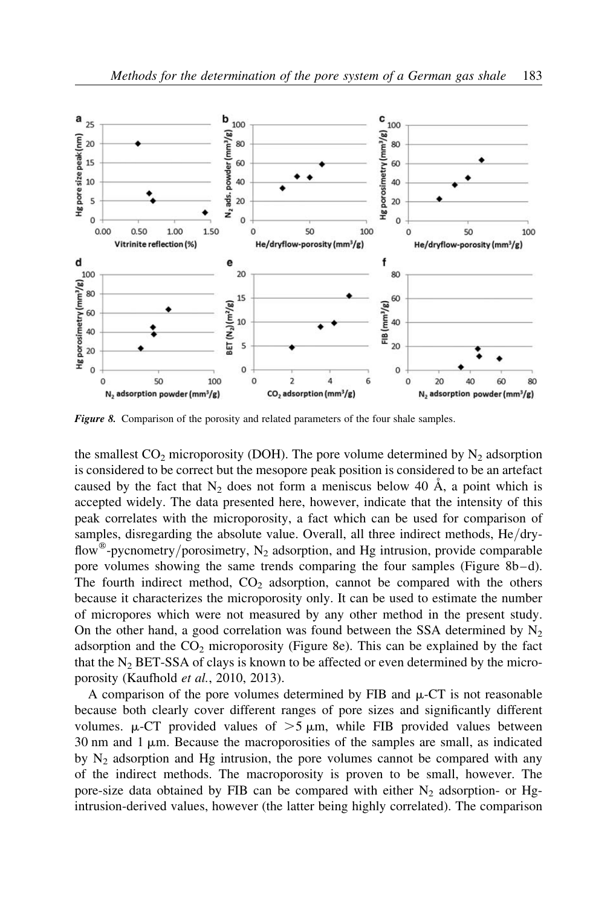*Figure 8.* Comparison of the porosity and related parameters of the four shale samples.

the smallest $CO_2$ microporosity (DOH). The pore volume determined by $N_2$ adsorption is considered to be correct but the mesopore peak position is considered to be an artefact caused by the fact that $N_2$ does not form a meniscus below 40 Å, a point which is accepted widely. The data presented here, however, indicate that the intensity of this peak correlates with the microporosity, a fact which can be used for comparison of samples, disregarding the absolute value. Overall, all three indirect methods, He/dryflow®-pycnometry/porosimetry, $N_2$ adsorption, and Hg intrusion, provide comparable pore volumes showing the same trends comparing the four samples (Figure 8b–d). The fourth indirect method, $CO_2$ adsorption, cannot be compared with the others because it characterizes the microporosity only. It can be used to estimate the number of micropores which were not measured by any other method in the present study. On the other hand, a good correlation was found between the SSA determined by $N_2$ adsorption and the $CO_2$ microporosity (Figure 8e). This can be explained by the fact that the $N_2$ BET-SSA of clays is known to be affected or even determined by the microporosity (Kaufhold *et al.*, 2010, 2013).

A comparison of the pore volumes determined by FIB and μ-CT is not reasonable because both clearly cover different ranges of pore sizes and significantly different volumes. μ-CT provided values of >5 μm, while FIB provided values between 30 nm and 1 μm. Because the macroporosities of the samples are small, as indicated by $N_2$ adsorption and Hg intrusion, the pore volumes cannot be compared with any of the indirect methods. The macroporosity is proven to be small, however. The pore-size data obtained by FIB can be compared with either $N_2$ adsorption- or Hg-intrusion-derived values, however (the latter being highly correlated). The comparison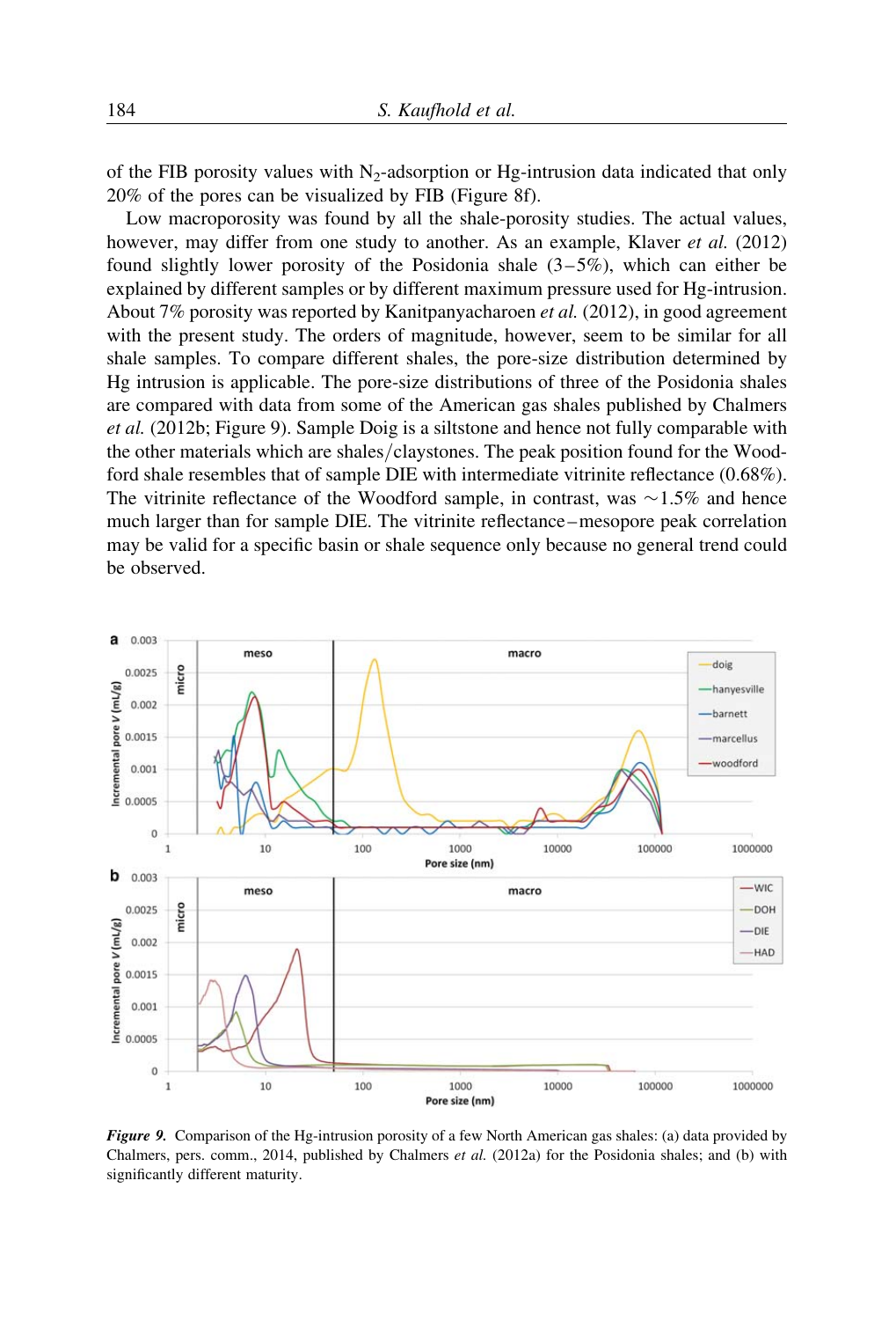of the FIB porosity values with $N_2$-adsorption or Hg-intrusion data indicated that only 20% of the pores can be visualized by FIB (Figure 8f).

Low macroporosity was found by all the shale-porosity studies. The actual values, however, may differ from one study to another. As an example, Klaver *et al.* (2012) found slightly lower porosity of the Posidonia shale (3–5%), which can either be explained by different samples or by different maximum pressure used for Hg-intrusion. About 7% porosity was reported by Kanitpanyacharoen *et al.* (2012), in good agreement with the present study. The orders of magnitude, however, seem to be similar for all shale samples. To compare different shales, the pore-size distribution determined by Hg intrusion is applicable. The pore-size distributions of three of the Posidonia shales are compared with data from some of the American gas shales published by Chalmers *et al.* (2012b; Figure 9). Sample Doig is a siltstone and hence not fully comparable with the other materials which are shales/claystones. The peak position found for the Woodford shale resembles that of sample DIE with intermediate vitrinite reflectance (0.68%). The vitrinite reflectance of the Woodford sample, in contrast, was ~1.5% and hence much larger than for sample DIE. The vitrinite reflectance–mesopore peak correlation may be valid for a specific basin or shale sequence only because no general trend could be observed.

a
micro
meso
macro
doig
hanyesville
barnett
marcellus
woodford
Incremental pore V (mL/g)
0.003
0.0025
0.002
0.0015
0.001
0.0005
0
1
10
100
1000
10000
100000
1000000
Pore size (nm)

b
micro
meso
macro
WIC
DOH
DIE
HAD
Incremental pore V (mL/g)
0.003
0.0025
0.002
0.0015
0.001
0.0005
0
1
10
100
1000
10000
100000
1000000
Pore size (nm)

***Figure 9.*** Comparison of the Hg-intrusion porosity of a few North American gas shales: (a) data provided by Chalmers, pers. comm., 2014, published by Chalmers *et al.* (2012a) for the Posidonia shales; and (b) with significantly different maturity.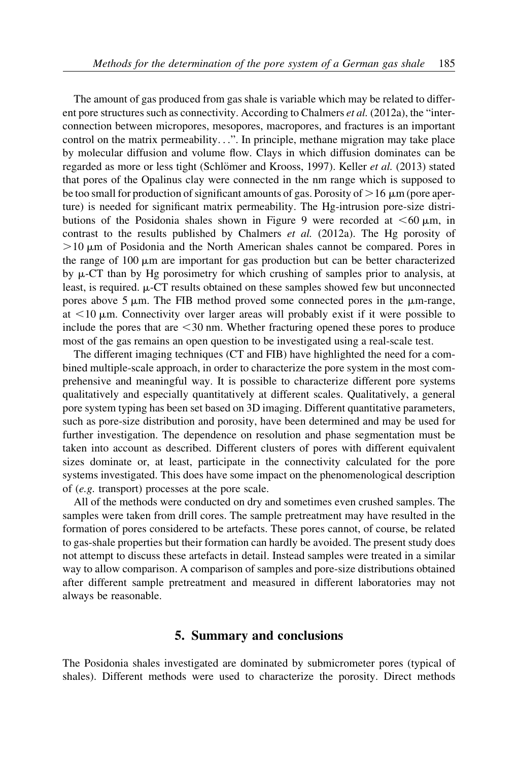The amount of gas produced from gas shale is variable which may be related to different pore structures such as connectivity. According to Chalmers *et al.* (2012a), the "interconnection between micropores, mesopores, macropores, and fractures is an important control on the matrix permeability...". In principle, methane migration may take place by molecular diffusion and volume flow. Clays in which diffusion dominates can be regarded as more or less tight (Schlömer and Krooss, 1997). Keller *et al.* (2013) stated that pores of the Opalinus clay were connected in the nm range which is supposed to be too small for production of significant amounts of gas. Porosity of $>16$ μm (pore aperture) is needed for significant matrix permeability. The Hg-intrusion pore-size distributions of the Posidonia shales shown in Figure 9 were recorded at $<60$ μm, in contrast to the results published by Chalmers *et al.* (2012a). The Hg porosity of $>10$ μm of Posidonia and the North American shales cannot be compared. Pores in the range of 100 μm are important for gas production but can be better characterized by μ-CT than by Hg porosimetry for which crushing of samples prior to analysis, at least, is required. μ-CT results obtained on these samples showed few but unconnected pores above 5 μm. The FIB method proved some connected pores in the μm-range, at $<10$ μm. Connectivity over larger areas will probably exist if it were possible to include the pores that are $<30$ nm. Whether fracturing opened these pores to produce most of the gas remains an open question to be investigated using a real-scale test.

The different imaging techniques (CT and FIB) have highlighted the need for a combined multiple-scale approach, in order to characterize the pore system in the most comprehensive and meaningful way. It is possible to characterize different pore systems qualitatively and especially quantitatively at different scales. Qualitatively, a general pore system typing has been set based on 3D imaging. Different quantitative parameters, such as pore-size distribution and porosity, have been determined and may be used for further investigation. The dependence on resolution and phase segmentation must be taken into account as described. Different clusters of pores with different equivalent sizes dominate or, at least, participate in the connectivity calculated for the pore systems investigated. This does have some impact on the phenomenological description of (*e.g.* transport) processes at the pore scale.

All of the methods were conducted on dry and sometimes even crushed samples. The samples were taken from drill cores. The sample pretreatment may have resulted in the formation of pores considered to be artefacts. These pores cannot, of course, be related to gas-shale properties but their formation can hardly be avoided. The present study does not attempt to discuss these artefacts in detail. Instead samples were treated in a similar way to allow comparison. A comparison of samples and pore-size distributions obtained after different sample pretreatment and measured in different laboratories may not always be reasonable.

## 5. Summary and conclusions

The Posidonia shales investigated are dominated by submicrometer pores (typical of shales). Different methods were used to characterize the porosity. Direct methods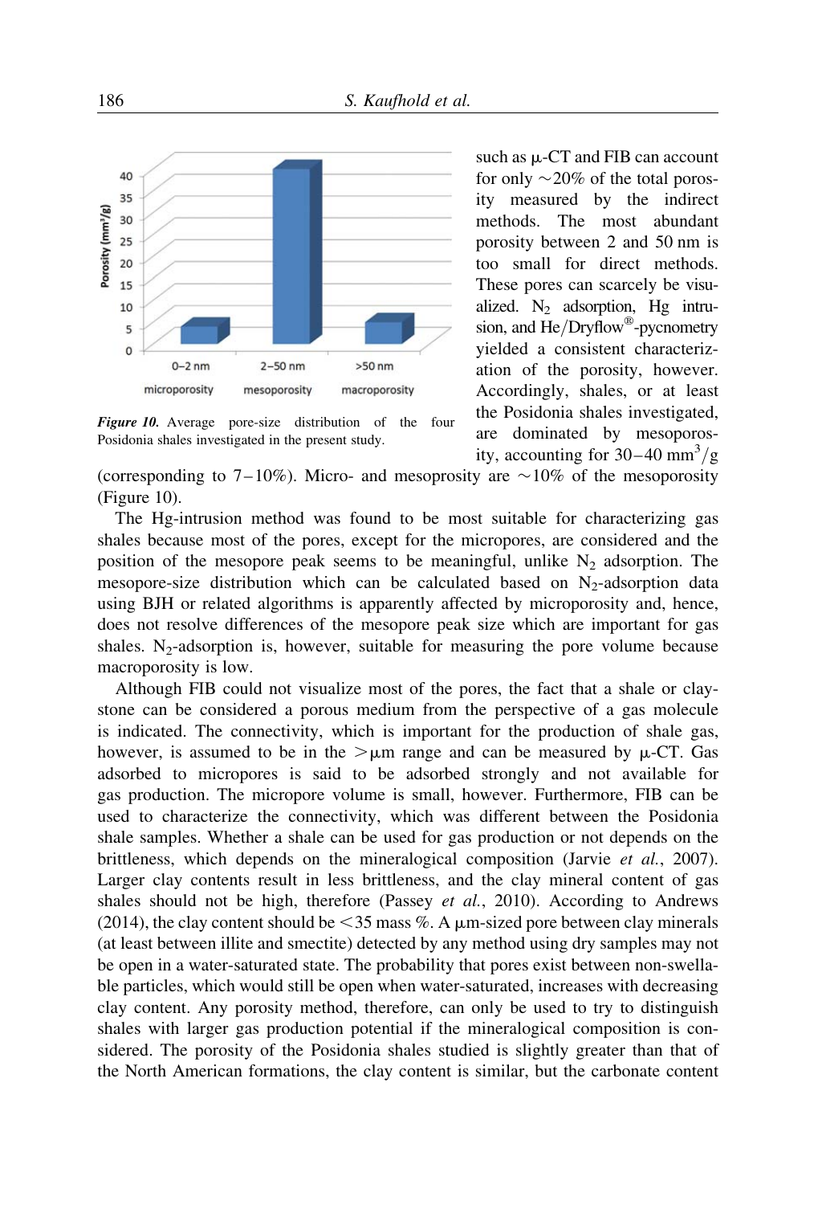Porosity (mm³/g)

40
35
30
25
20
15
10
5
0

0–2 nm
2–50 nm
>50 nm

microporosity
mesoporosity
macroporosity

***Figure 10.*** Average pore-size distribution of the four Posidonia shales investigated in the present study.

such as μ-CT and FIB can account for only ~20% of the total porosity measured by the indirect methods. The most abundant porosity between 2 and 50 nm is too small for direct methods. These pores can scarcely be visualized. $N_2$ adsorption, Hg intrusion, and He/Dryflow®-pycnometry yielded a consistent characterization of the porosity, however. Accordingly, shales, or at least the Posidonia shales investigated, are dominated by mesoporosity, accounting for 30–40 $mm^3/g$ (corresponding to 7–10%). Micro- and mesoprosity are ~10% of the mesoporosity (Figure 10).

The Hg-intrusion method was found to be most suitable for characterizing gas shales because most of the pores, except for the micropores, are considered and the position of the mesopore peak seems to be meaningful, unlike $N_2$ adsorption. The mesopore-size distribution which can be calculated based on $N_2$-adsorption data using BJH or related algorithms is apparently affected by microporosity and, hence, does not resolve differences of the mesopore peak size which are important for gas shales. $N_2$-adsorption is, however, suitable for measuring the pore volume because macroporosity is low.

Although FIB could not visualize most of the pores, the fact that a shale or claystone can be considered a porous medium from the perspective of a gas molecule is indicated. The connectivity, which is important for the production of shale gas, however, is assumed to be in the >μm range and can be measured by μ-CT. Gas adsorbed to micropores is said to be adsorbed strongly and not available for gas production. The micropore volume is small, however. Furthermore, FIB can be used to characterize the connectivity, which was different between the Posidonia shale samples. Whether a shale can be used for gas production or not depends on the brittleness, which depends on the mineralogical composition (Jarvie *et al.*, 2007). Larger clay contents result in less brittleness, and the clay mineral content of gas shales should not be high, therefore (Passey *et al.*, 2010). According to Andrews (2014), the clay content should be <35 mass %. A μm-sized pore between clay minerals (at least between illite and smectite) detected by any method using dry samples may not be open in a water-saturated state. The probability that pores exist between non-swellable particles, which would still be open when water-saturated, increases with decreasing clay content. Any porosity method, therefore, can only be used to try to distinguish shales with larger gas production potential if the mineralogical composition is considered. The porosity of the Posidonia shales studied is slightly greater than that of the North American formations, the clay content is similar, but the carbonate content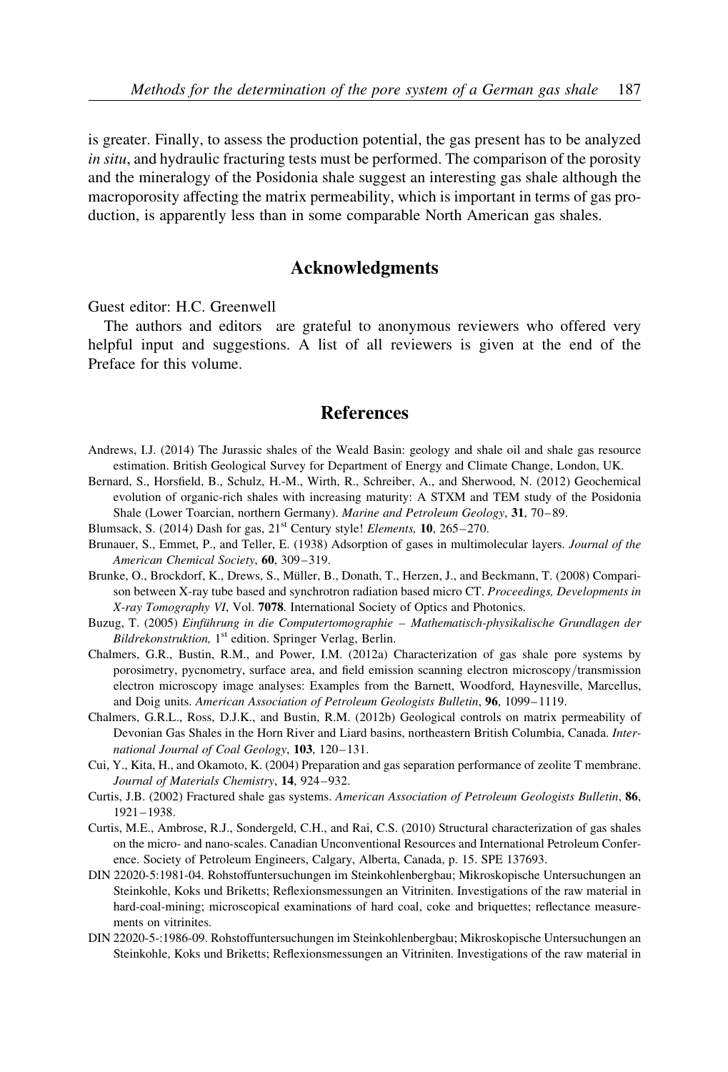is greater. Finally, to assess the production potential, the gas present has to be analyzed *in situ*, and hydraulic fracturing tests must be performed. The comparison of the porosity and the mineralogy of the Posidonia shale suggest an interesting gas shale although the macroporosity affecting the matrix permeability, which is important in terms of gas production, is apparently less than in some comparable North American gas shales.

## Acknowledgments

Guest editor: H.C. Greenwell

The authors and editors are grateful to anonymous reviewers who offered very helpful input and suggestions. A list of all reviewers is given at the end of the Preface for this volume.

## References

Andrews, I.J. (2014) The Jurassic shales of the Weald Basin: geology and shale oil and shale gas resource estimation. British Geological Survey for Department of Energy and Climate Change, London, UK.

Bernard, S., Horsfield, B., Schulz, H.-M., Wirth, R., Schreiber, A., and Sherwood, N. (2012) Geochemical evolution of organic-rich shales with increasing maturity: A STXM and TEM study of the Posidonia Shale (Lower Toarcian, northern Germany). *Marine and Petroleum Geology*, **31**, 70–89.

Blumsack, S. (2014) Dash for gas, 21st Century style! *Elements,* **10**, 265–270.

Brunauer, S., Emmet, P., and Teller, E. (1938) Adsorption of gases in multimolecular layers. *Journal of the American Chemical Society*, **60**, 309–319.

Brunke, O., Brockdorf, K., Drews, S., Müller, B., Donath, T., Herzen, J., and Beckmann, T. (2008) Comparison between X-ray tube based and synchrotron radiation based micro CT. *Proceedings, Developments in X-ray Tomography VI*, Vol. **7078**. International Society of Optics and Photonics.

Buzug, T. (2005) *Einführung in die Computertomographie – Mathematisch-physikalische Grundlagen der Bildrekonstruktion,* 1st edition. Springer Verlag, Berlin.

Chalmers, G.R., Bustin, R.M., and Power, I.M. (2012a) Characterization of gas shale pore systems by porosimetry, pycnometry, surface area, and field emission scanning electron microscopy/transmission electron microscopy image analyses: Examples from the Barnett, Woodford, Haynesville, Marcellus, and Doig units. *American Association of Petroleum Geologists Bulletin*, **96**, 1099–1119.

Chalmers, G.R.L., Ross, D.J.K., and Bustin, R.M. (2012b) Geological controls on matrix permeability of Devonian Gas Shales in the Horn River and Liard basins, northeastern British Columbia, Canada. *International Journal of Coal Geology*, **103**, 120–131.

Cui, Y., Kita, H., and Okamoto, K. (2004) Preparation and gas separation performance of zeolite T membrane. *Journal of Materials Chemistry*, **14**, 924–932.

Curtis, J.B. (2002) Fractured shale gas systems. *American Association of Petroleum Geologists Bulletin*, **86**, 1921–1938.

Curtis, M.E., Ambrose, R.J., Sondergeld, C.H., and Rai, C.S. (2010) Structural characterization of gas shales on the micro- and nano-scales. Canadian Unconventional Resources and International Petroleum Conference. Society of Petroleum Engineers, Calgary, Alberta, Canada, p. 15. SPE 137693.

DIN 22020-5:1981-04. Rohstoffuntersuchungen im Steinkohlenbergbau; Mikroskopische Untersuchungen an Steinkohle, Koks und Briketts; Reflexionsmessungen an Vitriniten. Investigations of the raw material in hard-coal-mining; microscopical examinations of hard coal, coke and briquettes; reflectance measurements on vitrinites.

DIN 22020-5-:1986-09. Rohstoffuntersuchungen im Steinkohlenbergbau; Mikroskopische Untersuchungen an Steinkohle, Koks und Briketts; Reflexionsmessungen an Vitriniten. Investigations of the raw material in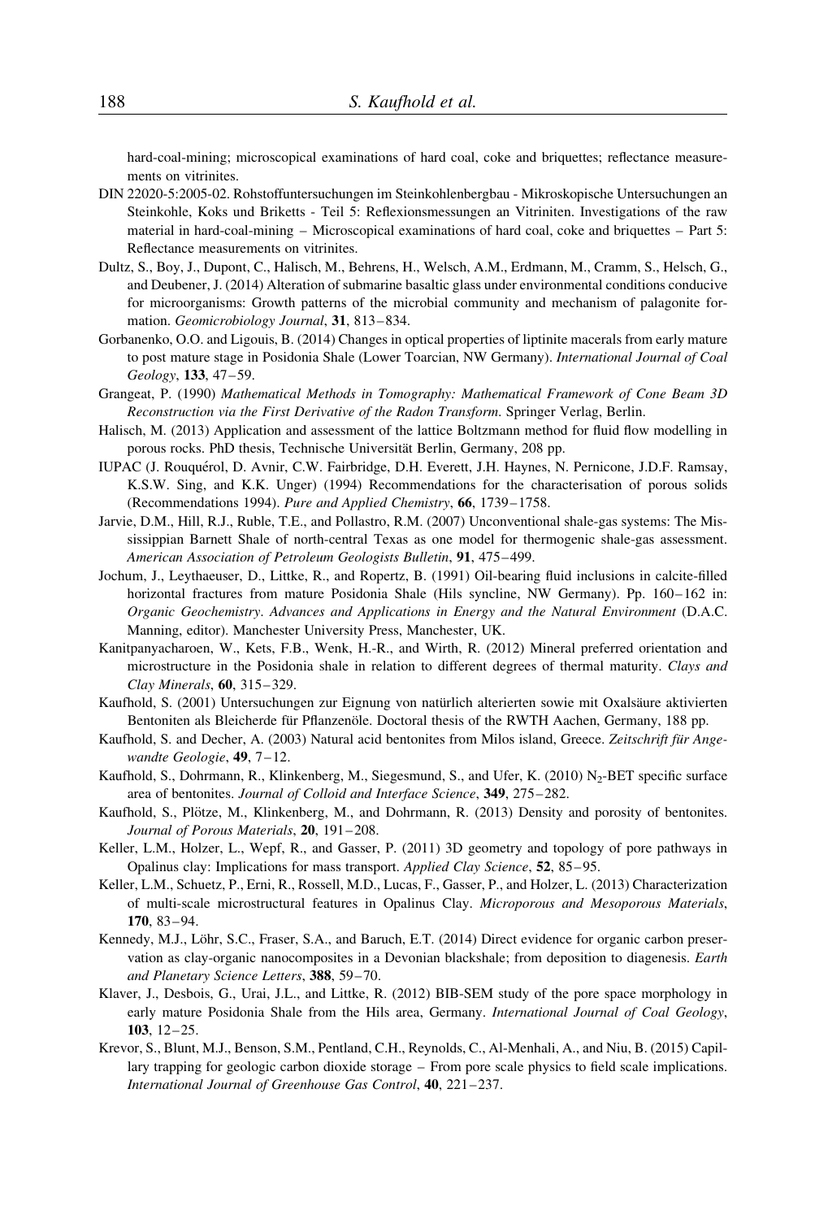hard-coal-mining; microscopical examinations of hard coal, coke and briquettes; reflectance measurements on vitrinites.

DIN 22020-5:2005-02. Rohstoffuntersuchungen im Steinkohlenbergbau - Mikroskopische Untersuchungen an Steinkohle, Koks und Briketts - Teil 5: Reflexionsmessungen an Vitriniten. Investigations of the raw material in hard-coal-mining – Microscopical examinations of hard coal, coke and briquettes – Part 5: Reflectance measurements on vitrinites.

Dultz, S., Boy, J., Dupont, C., Halisch, M., Behrens, H., Welsch, A.M., Erdmann, M., Cramm, S., Helsch, G., and Deubener, J. (2014) Alteration of submarine basaltic glass under environmental conditions conducive for microorganisms: Growth patterns of the microbial community and mechanism of palagonite formation. *Geomicrobiology Journal*, **31**, 813–834.

Gorbanenko, O.O. and Ligouis, B. (2014) Changes in optical properties of liptinite macerals from early mature to post mature stage in Posidonia Shale (Lower Toarcian, NW Germany). *International Journal of Coal Geology*, **133**, 47–59.

Grangeat, P. (1990) *Mathematical Methods in Tomography: Mathematical Framework of Cone Beam 3D Reconstruction via the First Derivative of the Radon Transform*. Springer Verlag, Berlin.

Halisch, M. (2013) Application and assessment of the lattice Boltzmann method for fluid flow modelling in porous rocks. PhD thesis, Technische Universität Berlin, Germany, 208 pp.

IUPAC (J. Rouquérol, D. Avnir, C.W. Fairbridge, D.H. Everett, J.H. Haynes, N. Pernicone, J.D.F. Ramsay, K.S.W. Sing, and K.K. Unger) (1994) Recommendations for the characterisation of porous solids (Recommendations 1994). *Pure and Applied Chemistry*, **66**, 1739–1758.

Jarvie, D.M., Hill, R.J., Ruble, T.E., and Pollastro, R.M. (2007) Unconventional shale-gas systems: The Mississippian Barnett Shale of north-central Texas as one model for thermogenic shale-gas assessment. *American Association of Petroleum Geologists Bulletin*, **91**, 475–499.

Jochum, J., Leythaeuser, D., Littke, R., and Ropertz, B. (1991) Oil-bearing fluid inclusions in calcite-filled horizontal fractures from mature Posidonia Shale (Hils syncline, NW Germany). Pp. 160–162 in: *Organic Geochemistry. Advances and Applications in Energy and the Natural Environment* (D.A.C. Manning, editor). Manchester University Press, Manchester, UK.

Kanitpanyacharoen, W., Kets, F.B., Wenk, H.-R., and Wirth, R. (2012) Mineral preferred orientation and microstructure in the Posidonia shale in relation to different degrees of thermal maturity. *Clays and Clay Minerals*, **60**, 315–329.

Kaufhold, S. (2001) Untersuchungen zur Eignung von natürlich alterierten sowie mit Oxalsäure aktivierten Bentoniten als Bleicherde für Pflanzenöle. Doctoral thesis of the RWTH Aachen, Germany, 188 pp.

Kaufhold, S. and Decher, A. (2003) Natural acid bentonites from Milos island, Greece. *Zeitschrift für Angewandte Geologie*, **49**, 7–12.

Kaufhold, S., Dohrmann, R., Klinkenberg, M., Siegesmund, S., and Ufer, K. (2010) $N_2$-BET specific surface area of bentonites. *Journal of Colloid and Interface Science*, **349**, 275–282.

Kaufhold, S., Plötze, M., Klinkenberg, M., and Dohrmann, R. (2013) Density and porosity of bentonites. *Journal of Porous Materials*, **20**, 191–208.

Keller, L.M., Holzer, L., Wepf, R., and Gasser, P. (2011) 3D geometry and topology of pore pathways in Opalinus clay: Implications for mass transport. *Applied Clay Science*, **52**, 85–95.

Keller, L.M., Schuetz, P., Erni, R., Rossell, M.D., Lucas, F., Gasser, P., and Holzer, L. (2013) Characterization of multi-scale microstructural features in Opalinus Clay. *Microporous and Mesoporous Materials*, **170**, 83–94.

Kennedy, M.J., Löhr, S.C., Fraser, S.A., and Baruch, E.T. (2014) Direct evidence for organic carbon preservation as clay-organic nanocomposites in a Devonian blackshale; from deposition to diagenesis. *Earth and Planetary Science Letters*, **388**, 59–70.

Klaver, J., Desbois, G., Urai, J.L., and Littke, R. (2012) BIB-SEM study of the pore space morphology in early mature Posidonia Shale from the Hils area, Germany. *International Journal of Coal Geology*, **103**, 12–25.

Krevor, S., Blunt, M.J., Benson, S.M., Pentland, C.H., Reynolds, C., Al-Menhali, A., and Niu, B. (2015) Capillary trapping for geologic carbon dioxide storage – From pore scale physics to field scale implications. *International Journal of Greenhouse Gas Control*, **40**, 221–237.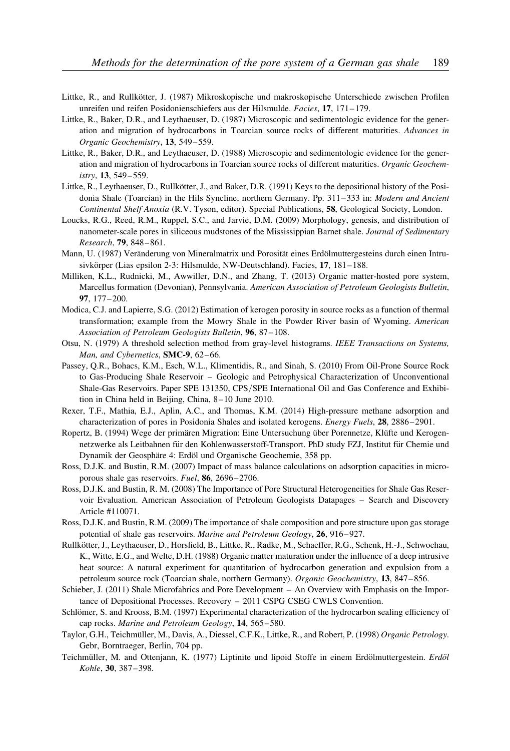Littke, R., and Rullkötter, J. (1987) Mikroskopische und makroskopische Unterschiede zwischen Profilen unreifen und reifen Posidonienschiefers aus der Hilsmulde. *Facies*, **17**, 171–179.

Littke, R., Baker, D.R., and Leythaeuser, D. (1987) Microscopic and sedimentologic evidence for the generation and migration of hydrocarbons in Toarcian source rocks of different maturities. *Advances in Organic Geochemistry*, **13**, 549–559.

Littke, R., Baker, D.R., and Leythaeuser, D. (1988) Microscopic and sedimentologic evidence for the generation and migration of hydrocarbons in Toarcian source rocks of different maturities. *Organic Geochemistry*, **13**, 549–559.

Littke, R., Leythaeuser, D., Rullkötter, J., and Baker, D.R. (1991) Keys to the depositional history of the Posidonia Shale (Toarcian) in the Hils Syncline, northern Germany. Pp. 311–333 in: *Modern and Ancient Continental Shelf Anoxia* (R.V. Tyson, editor). Special Publications, **58**, Geological Society, London.

Loucks, R.G., Reed, R.M., Ruppel, S.C., and Jarvie, D.M. (2009) Morphology, genesis, and distribution of nanometer-scale pores in siliceous mudstones of the Mississippian Barnet shale. *Journal of Sedimentary Research*, **79**, 848–861.

Mann, U. (1987) Veränderung von Mineralmatrix und Porosität eines Erdölmuttergesteins durch einen Intrusivkörper (Lias epsilon 2-3: Hilsmulde, NW-Deutschland). Facies, **17**, 181–188.

Milliken, K.L., Rudnicki, M., Awwiller, D.N., and Zhang, T. (2013) Organic matter-hosted pore system, Marcellus formation (Devonian), Pennsylvania. *American Association of Petroleum Geologists Bulletin*, **97**, 177–200.

Modica, C.J. and Lapierre, S.G. (2012) Estimation of kerogen porosity in source rocks as a function of thermal transformation; example from the Mowry Shale in the Powder River basin of Wyoming. *American Association of Petroleum Geologists Bulletin*, **96**, 87–108.

Otsu, N. (1979) A threshold selection method from gray-level histograms. *IEEE Transactions on Systems, Man, and Cybernetics*, **SMC-9**, 62–66.

Passey, Q.R., Bohacs, K.M., Esch, W.L., Klimentidis, R., and Sinah, S. (2010) From Oil-Prone Source Rock to Gas-Producing Shale Reservoir – Geologic and Petrophysical Characterization of Unconventional Shale-Gas Reservoirs. Paper SPE 131350, CPS/SPE International Oil and Gas Conference and Exhibition in China held in Beijing, China, 8–10 June 2010.

Rexer, T.F., Mathia, E.J., Aplin, A.C., and Thomas, K.M. (2014) High-pressure methane adsorption and characterization of pores in Posidonia Shales and isolated kerogens. *Energy Fuels*, **28**, 2886–2901.

Ropertz, B. (1994) Wege der primären Migration: Eine Untersuchung über Porennetze, Klüfte und Kerogennetzwerke als Leitbahnen für den Kohlenwasserstoff-Transport. PhD study FZJ, Institut für Chemie und Dynamik der Geosphäre 4: Erdöl und Organische Geochemie, 358 pp.

Ross, D.J.K. and Bustin, R.M. (2007) Impact of mass balance calculations on adsorption capacities in microporous shale gas reservoirs. *Fuel*, **86**, 2696–2706.

Ross, D.J.K. and Bustin, R. M. (2008) The Importance of Pore Structural Heterogeneities for Shale Gas Reservoir Evaluation. American Association of Petroleum Geologists Datapages – Search and Discovery Article #110071.

Ross, D.J.K. and Bustin, R.M. (2009) The importance of shale composition and pore structure upon gas storage potential of shale gas reservoirs. *Marine and Petroleum Geology*, **26**, 916–927.

Rullkötter, J., Leythaeuser, D., Horsfield, B., Littke, R., Radke, M., Schaeffer, R.G., Schenk, H.-J., Schwochau, K., Witte, E.G., and Welte, D.H. (1988) Organic matter maturation under the influence of a deep intrusive heat source: A natural experiment for quantitation of hydrocarbon generation and expulsion from a petroleum source rock (Toarcian shale, northern Germany). *Organic Geochemistry*, **13**, 847–856.

Schieber, J. (2011) Shale Microfabrics and Pore Development – An Overview with Emphasis on the Importance of Depositional Processes. Recovery – 2011 CSPG CSEG CWLS Convention.

Schlömer, S. and Krooss, B.M. (1997) Experimental characterization of the hydrocarbon sealing efficiency of cap rocks. *Marine and Petroleum Geology*, **14**, 565–580.

Taylor, G.H., Teichmüller, M., Davis, A., Diessel, C.F.K., Littke, R., and Robert, P. (1998) *Organic Petrology*. Gebr, Borntraeger, Berlin, 704 pp.

Teichmüller, M. and Ottenjann, K. (1977) Liptinite und lipoid Stoffe in einem Erdölmuttergestein. *Erdöl Kohle*, **30**, 387–398.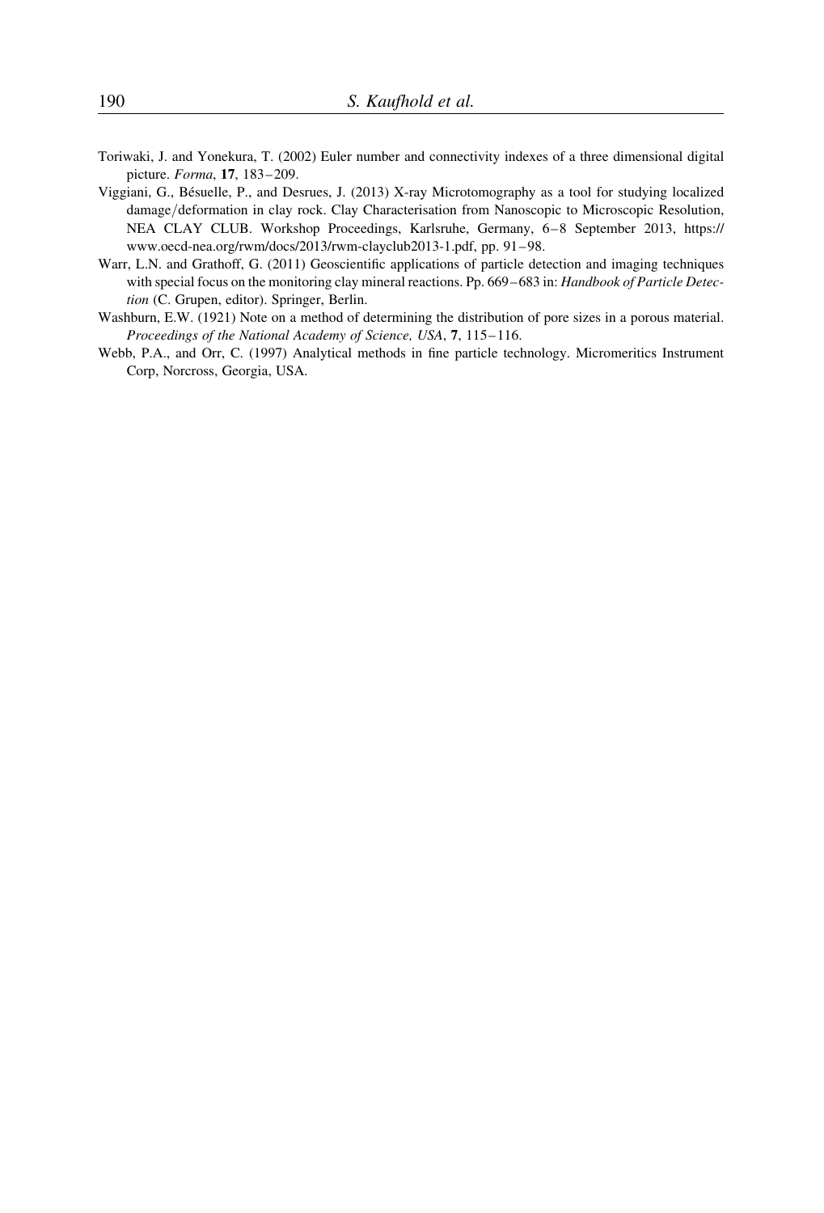Toriwaki, J. and Yonekura, T. (2002) Euler number and connectivity indexes of a three dimensional digital picture. *Forma*, **17**, 183–209.

Viggiani, G., Bésuelle, P., and Desrues, J. (2013) X-ray Microtomography as a tool for studying localized damage/deformation in clay rock. Clay Characterisation from Nanoscopic to Microscopic Resolution, NEA CLAY CLUB. Workshop Proceedings, Karlsruhe, Germany, 6–8 September 2013, https://www.oecd-nea.org/rwm/docs/2013/rwm-clayclub2013-1.pdf, pp. 91–98.

Warr, L.N. and Grathoff, G. (2011) Geoscientific applications of particle detection and imaging techniques with special focus on the monitoring clay mineral reactions. Pp. 669–683 in: *Handbook of Particle Detection* (C. Grupen, editor). Springer, Berlin.

Washburn, E.W. (1921) Note on a method of determining the distribution of pore sizes in a porous material. *Proceedings of the National Academy of Science, USA*, **7**, 115–116.

Webb, P.A., and Orr, C. (1997) Analytical methods in fine particle technology. Micromeritics Instrument Corp, Norcross, Georgia, USA.